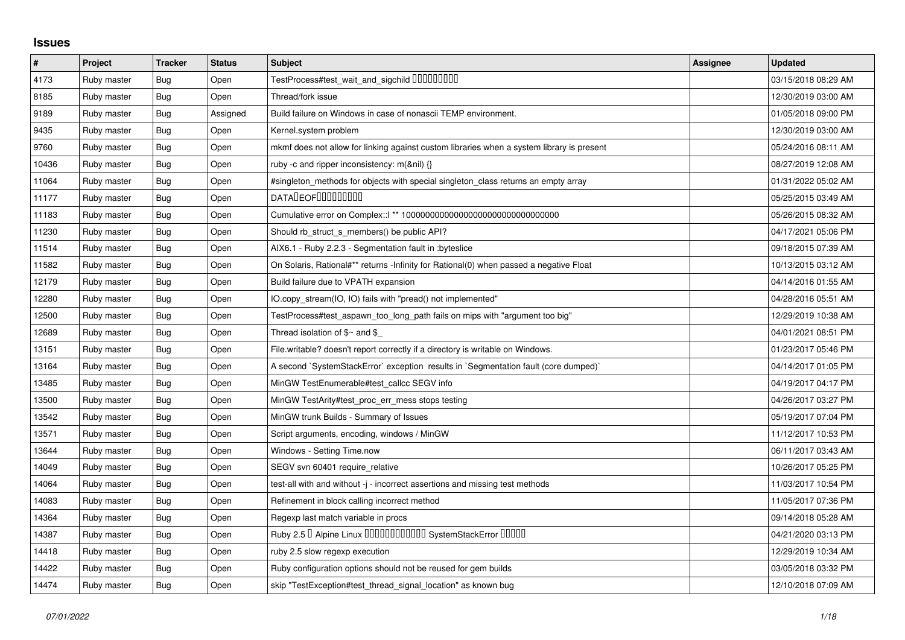## Issues

| # | Project | Tracker | Status | Subject | Assignee | Updated |
|---|---|---|---|---|---|---|
| 4173 | Ruby master | Bug | Open | TestProcess#test_wait_and_sigchild □□□□□□□□□ | | 03/15/2018 08:29 AM |
| 8185 | Ruby master | Bug | Open | Thread/fork issue | | 12/30/2019 03:00 AM |
| 9189 | Ruby master | Bug | Assigned | Build failure on Windows in case of nonascii TEMP environment. | | 01/05/2018 09:00 PM |
| 9435 | Ruby master | Bug | Open | Kernel.system problem | | 12/30/2019 03:00 AM |
| 9760 | Ruby master | Bug | Open | mkmf does not allow for linking against custom libraries when a system library is present | | 05/24/2016 08:11 AM |
| 10436 | Ruby master | Bug | Open | ruby -c and ripper inconsistency: m(&nil) {} | | 08/27/2019 12:08 AM |
| 11064 | Ruby master | Bug | Open | #singleton_methods for objects with special singleton_class returns an empty array | | 01/31/2022 05:02 AM |
| 11177 | Ruby master | Bug | Open | DATA□EOF□□□□□□□□□ | | 05/25/2015 03:49 AM |
| 11183 | Ruby master | Bug | Open | Cumulative error on Complex::I ** 100000000000000000000000000000000 | | 05/26/2015 08:32 AM |
| 11230 | Ruby master | Bug | Open | Should rb_struct_s_members() be public API? | | 04/17/2021 05:06 PM |
| 11514 | Ruby master | Bug | Open | AIX6.1 - Ruby 2.2.3 - Segmentation fault in :byteslice | | 09/18/2015 07:39 AM |
| 11582 | Ruby master | Bug | Open | On Solaris, Rational#** returns -Infinity for Rational(0) when passed a negative Float | | 10/13/2015 03:12 AM |
| 12179 | Ruby master | Bug | Open | Build failure due to VPATH expansion | | 04/14/2016 01:55 AM |
| 12280 | Ruby master | Bug | Open | IO.copy_stream(IO, IO) fails with "pread() not implemented" | | 04/28/2016 05:51 AM |
| 12500 | Ruby master | Bug | Open | TestProcess#test_aspawn_too_long_path fails on mips with "argument too big" | | 12/29/2019 10:38 AM |
| 12689 | Ruby master | Bug | Open | Thread isolation of $~ and $_ | | 04/01/2021 08:51 PM |
| 13151 | Ruby master | Bug | Open | File.writable? doesn't report correctly if a directory is writable on Windows. | | 01/23/2017 05:46 PM |
| 13164 | Ruby master | Bug | Open | A second `SystemStackError` exception results in `Segmentation fault (core dumped)` | | 04/14/2017 01:05 PM |
| 13485 | Ruby master | Bug | Open | MinGW TestEnumerable#test_callcc SEGV info | | 04/19/2017 04:17 PM |
| 13500 | Ruby master | Bug | Open | MinGW TestArity#test_proc_err_mess stops testing | | 04/26/2017 03:27 PM |
| 13542 | Ruby master | Bug | Open | MinGW trunk Builds - Summary of Issues | | 05/19/2017 07:04 PM |
| 13571 | Ruby master | Bug | Open | Script arguments, encoding, windows / MinGW | | 11/12/2017 10:53 PM |
| 13644 | Ruby master | Bug | Open | Windows - Setting Time.now | | 06/11/2017 03:43 AM |
| 14049 | Ruby master | Bug | Open | SEGV svn 60401 require_relative | | 10/26/2017 05:25 PM |
| 14064 | Ruby master | Bug | Open | test-all with and without -j - incorrect assertions and missing test methods | | 11/03/2017 10:54 PM |
| 14083 | Ruby master | Bug | Open | Refinement in block calling incorrect method | | 11/05/2017 07:36 PM |
| 14364 | Ruby master | Bug | Open | Regexp last match variable in procs | | 09/14/2018 05:28 AM |
| 14387 | Ruby master | Bug | Open | Ruby 2.5 □ Alpine Linux □□□□□□□□□□□□ SystemStackError □□□□□ | | 04/21/2020 03:13 PM |
| 14418 | Ruby master | Bug | Open | ruby 2.5 slow regexp execution | | 12/29/2019 10:34 AM |
| 14422 | Ruby master | Bug | Open | Ruby configuration options should not be reused for gem builds | | 03/05/2018 03:32 PM |
| 14474 | Ruby master | Bug | Open | skip "TestException#test_thread_signal_location" as known bug | | 12/10/2018 07:09 AM |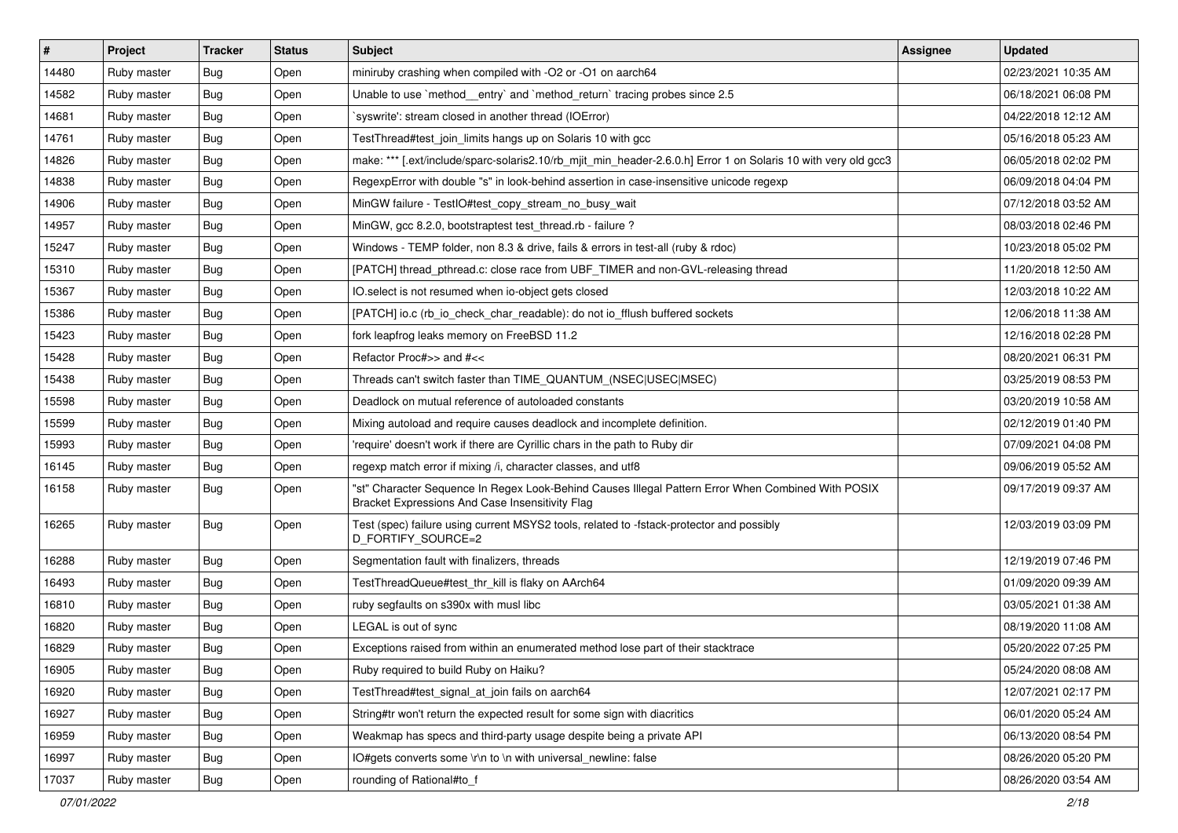| # | Project | Tracker | Status | Subject | Assignee | Updated |
|---|---|---|---|---|---|---|
| 14480 | Ruby master | Bug | Open | miniruby crashing when compiled with -O2 or -O1 on aarch64 | | 02/23/2021 10:35 AM |
| 14582 | Ruby master | Bug | Open | Unable to use `method__entry` and `method_return` tracing probes since 2.5 | | 06/18/2021 06:08 PM |
| 14681 | Ruby master | Bug | Open | `syswrite': stream closed in another thread (IOError) | | 04/22/2018 12:12 AM |
| 14761 | Ruby master | Bug | Open | TestThread#test_join_limits hangs up on Solaris 10 with gcc | | 05/16/2018 05:23 AM |
| 14826 | Ruby master | Bug | Open | make: *** [.ext/include/sparc-solaris2.10/rb_mjit_min_header-2.6.0.h] Error 1 on Solaris 10 with very old gcc3 | | 06/05/2018 02:02 PM |
| 14838 | Ruby master | Bug | Open | RegexpError with double "s" in look-behind assertion in case-insensitive unicode regexp | | 06/09/2018 04:04 PM |
| 14906 | Ruby master | Bug | Open | MinGW failure - TestIO#test_copy_stream_no_busy_wait | | 07/12/2018 03:52 AM |
| 14957 | Ruby master | Bug | Open | MinGW, gcc 8.2.0, bootstraptest test_thread.rb - failure ? | | 08/03/2018 02:46 PM |
| 15247 | Ruby master | Bug | Open | Windows - TEMP folder, non 8.3 & drive, fails & errors in test-all (ruby & rdoc) | | 10/23/2018 05:02 PM |
| 15310 | Ruby master | Bug | Open | [PATCH] thread_pthread.c: close race from UBF_TIMER and non-GVL-releasing thread | | 11/20/2018 12:50 AM |
| 15367 | Ruby master | Bug | Open | IO.select is not resumed when io-object gets closed | | 12/03/2018 10:22 AM |
| 15386 | Ruby master | Bug | Open | [PATCH] io.c (rb_io_check_char_readable): do not io_fflush buffered sockets | | 12/06/2018 11:38 AM |
| 15423 | Ruby master | Bug | Open | fork leapfrog leaks memory on FreeBSD 11.2 | | 12/16/2018 02:28 PM |
| 15428 | Ruby master | Bug | Open | Refactor Proc#>> and #<< | | 08/20/2021 06:31 PM |
| 15438 | Ruby master | Bug | Open | Threads can't switch faster than TIME_QUANTUM_(NSEC\|USEC\|MSEC) | | 03/25/2019 08:53 PM |
| 15598 | Ruby master | Bug | Open | Deadlock on mutual reference of autoloaded constants | | 03/20/2019 10:58 AM |
| 15599 | Ruby master | Bug | Open | Mixing autoload and require causes deadlock and incomplete definition. | | 02/12/2019 01:40 PM |
| 15993 | Ruby master | Bug | Open | 'require' doesn't work if there are Cyrillic chars in the path to Ruby dir | | 07/09/2021 04:08 PM |
| 16145 | Ruby master | Bug | Open | regexp match error if mixing /i, character classes, and utf8 | | 09/06/2019 05:52 AM |
| 16158 | Ruby master | Bug | Open | "st" Character Sequence In Regex Look-Behind Causes Illegal Pattern Error When Combined With POSIX Bracket Expressions And Case Insensitivity Flag | | 09/17/2019 09:37 AM |
| 16265 | Ruby master | Bug | Open | Test (spec) failure using current MSYS2 tools, related to -fstack-protector and possibly D_FORTIFY_SOURCE=2 | | 12/03/2019 03:09 PM |
| 16288 | Ruby master | Bug | Open | Segmentation fault with finalizers, threads | | 12/19/2019 07:46 PM |
| 16493 | Ruby master | Bug | Open | TestThreadQueue#test_thr_kill is flaky on AArch64 | | 01/09/2020 09:39 AM |
| 16810 | Ruby master | Bug | Open | ruby segfaults on s390x with musl libc | | 03/05/2021 01:38 AM |
| 16820 | Ruby master | Bug | Open | LEGAL is out of sync | | 08/19/2020 11:08 AM |
| 16829 | Ruby master | Bug | Open | Exceptions raised from within an enumerated method lose part of their stacktrace | | 05/20/2022 07:25 PM |
| 16905 | Ruby master | Bug | Open | Ruby required to build Ruby on Haiku? | | 05/24/2020 08:08 AM |
| 16920 | Ruby master | Bug | Open | TestThread#test_signal_at_join fails on aarch64 | | 12/07/2021 02:17 PM |
| 16927 | Ruby master | Bug | Open | String#tr won't return the expected result for some sign with diacritics | | 06/01/2020 05:24 AM |
| 16959 | Ruby master | Bug | Open | Weakmap has specs and third-party usage despite being a private API | | 06/13/2020 08:54 PM |
| 16997 | Ruby master | Bug | Open | IO#gets converts some \r\n to \n with universal_newline: false | | 08/26/2020 05:20 PM |
| 17037 | Ruby master | Bug | Open | rounding of Rational#to_f | | 08/26/2020 03:54 AM |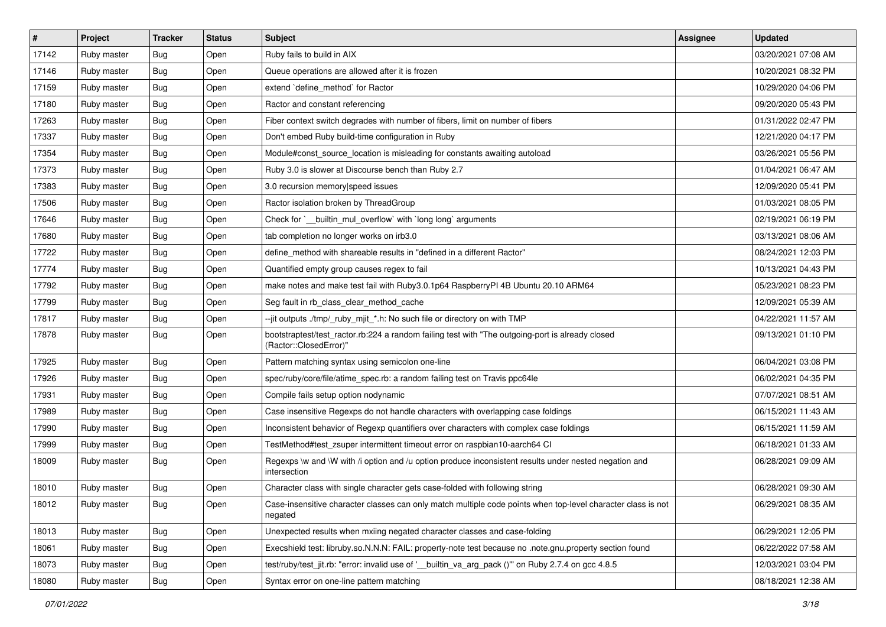| # | Project | Tracker | Status | Subject | Assignee | Updated |
|---|---|---|---|---|---|---|
| 17142 | Ruby master | Bug | Open | Ruby fails to build in AIX | | 03/20/2021 07:08 AM |
| 17146 | Ruby master | Bug | Open | Queue operations are allowed after it is frozen | | 10/20/2021 08:32 PM |
| 17159 | Ruby master | Bug | Open | extend `define_method` for Ractor | | 10/29/2020 04:06 PM |
| 17180 | Ruby master | Bug | Open | Ractor and constant referencing | | 09/20/2020 05:43 PM |
| 17263 | Ruby master | Bug | Open | Fiber context switch degrades with number of fibers, limit on number of fibers | | 01/31/2022 02:47 PM |
| 17337 | Ruby master | Bug | Open | Don't embed Ruby build-time configuration in Ruby | | 12/21/2020 04:17 PM |
| 17354 | Ruby master | Bug | Open | Module#const_source_location is misleading for constants awaiting autoload | | 03/26/2021 05:56 PM |
| 17373 | Ruby master | Bug | Open | Ruby 3.0 is slower at Discourse bench than Ruby 2.7 | | 01/04/2021 06:47 AM |
| 17383 | Ruby master | Bug | Open | 3.0 recursion memory\|speed issues | | 12/09/2020 05:41 PM |
| 17506 | Ruby master | Bug | Open | Ractor isolation broken by ThreadGroup | | 01/03/2021 08:05 PM |
| 17646 | Ruby master | Bug | Open | Check for `__builtin_mul_overflow` with `long long` arguments | | 02/19/2021 06:19 PM |
| 17680 | Ruby master | Bug | Open | tab completion no longer works on irb3.0 | | 03/13/2021 08:06 AM |
| 17722 | Ruby master | Bug | Open | define_method with shareable results in "defined in a different Ractor" | | 08/24/2021 12:03 PM |
| 17774 | Ruby master | Bug | Open | Quantified empty group causes regex to fail | | 10/13/2021 04:43 PM |
| 17792 | Ruby master | Bug | Open | make notes and make test fail with Ruby3.0.1p64 RaspberryPI 4B Ubuntu 20.10 ARM64 | | 05/23/2021 08:23 PM |
| 17799 | Ruby master | Bug | Open | Seg fault in rb_class_clear_method_cache | | 12/09/2021 05:39 AM |
| 17817 | Ruby master | Bug | Open | --jit outputs ./tmp/_ruby_mjit_*.h: No such file or directory on with TMP | | 04/22/2021 11:57 AM |
| 17878 | Ruby master | Bug | Open | bootstraptest/test_ractor.rb:224 a random failing test with "The outgoing-port is already closed (Ractor::ClosedError)" | | 09/13/2021 01:10 PM |
| 17925 | Ruby master | Bug | Open | Pattern matching syntax using semicolon one-line | | 06/04/2021 03:08 PM |
| 17926 | Ruby master | Bug | Open | spec/ruby/core/file/atime_spec.rb: a random failing test on Travis ppc64le | | 06/02/2021 04:35 PM |
| 17931 | Ruby master | Bug | Open | Compile fails setup option nodynamic | | 07/07/2021 08:51 AM |
| 17989 | Ruby master | Bug | Open | Case insensitive Regexps do not handle characters with overlapping case foldings | | 06/15/2021 11:43 AM |
| 17990 | Ruby master | Bug | Open | Inconsistent behavior of Regexp quantifiers over characters with complex case foldings | | 06/15/2021 11:59 AM |
| 17999 | Ruby master | Bug | Open | TestMethod#test_zsuper intermittent timeout error on raspbian10-aarch64 CI | | 06/18/2021 01:33 AM |
| 18009 | Ruby master | Bug | Open | Regexps \w and \W with /i option and /u option produce inconsistent results under nested negation and intersection | | 06/28/2021 09:09 AM |
| 18010 | Ruby master | Bug | Open | Character class with single character gets case-folded with following string | | 06/28/2021 09:30 AM |
| 18012 | Ruby master | Bug | Open | Case-insensitive character classes can only match multiple code points when top-level character class is not negated | | 06/29/2021 08:35 AM |
| 18013 | Ruby master | Bug | Open | Unexpected results when mxiing negated character classes and case-folding | | 06/29/2021 12:05 PM |
| 18061 | Ruby master | Bug | Open | Execshield test: libruby.so.N.N.N: FAIL: property-note test because no .note.gnu.property section found | | 06/22/2022 07:58 AM |
| 18073 | Ruby master | Bug | Open | test/ruby/test_jit.rb: "error: invalid use of '__builtin_va_arg_pack ()'" on Ruby 2.7.4 on gcc 4.8.5 | | 12/03/2021 03:04 PM |
| 18080 | Ruby master | Bug | Open | Syntax error on one-line pattern matching | | 08/18/2021 12:38 AM |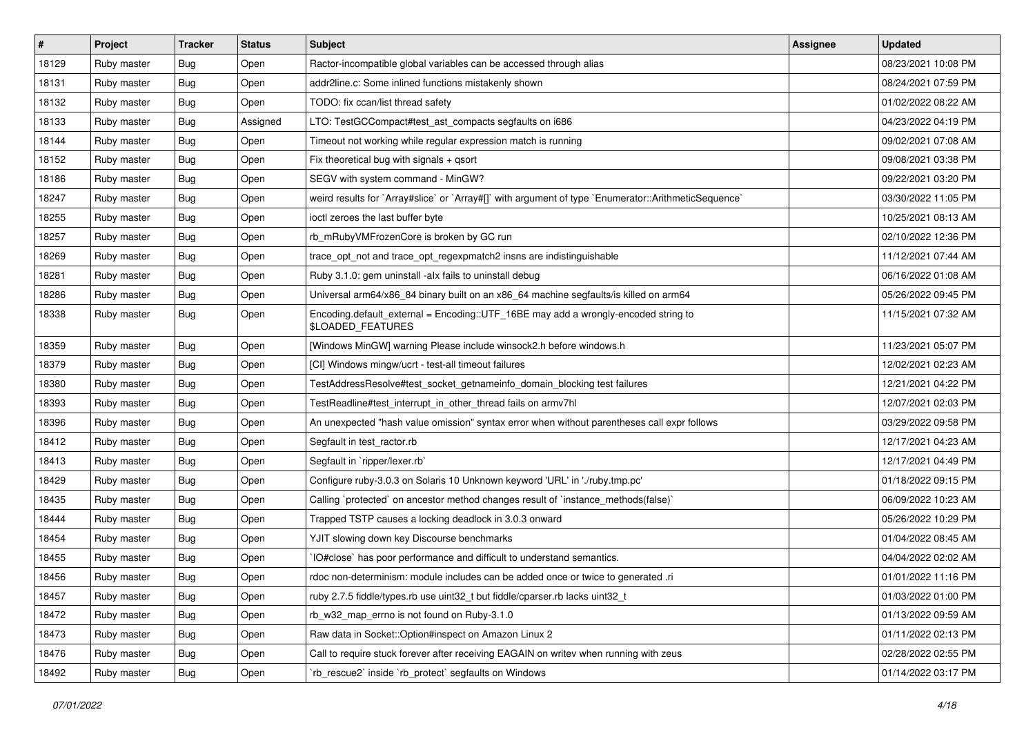| # | Project | Tracker | Status | Subject | Assignee | Updated |
|---|---|---|---|---|---|---|
| 18129 | Ruby master | Bug | Open | Ractor-incompatible global variables can be accessed through alias | | 08/23/2021 10:08 PM |
| 18131 | Ruby master | Bug | Open | addr2line.c: Some inlined functions mistakenly shown | | 08/24/2021 07:59 PM |
| 18132 | Ruby master | Bug | Open | TODO: fix ccan/list thread safety | | 01/02/2022 08:22 AM |
| 18133 | Ruby master | Bug | Assigned | LTO: TestGCCompact#test_ast_compacts segfaults on i686 | | 04/23/2022 04:19 PM |
| 18144 | Ruby master | Bug | Open | Timeout not working while regular expression match is running | | 09/02/2021 07:08 AM |
| 18152 | Ruby master | Bug | Open | Fix theoretical bug with signals + qsort | | 09/08/2021 03:38 PM |
| 18186 | Ruby master | Bug | Open | SEGV with system command - MinGW? | | 09/22/2021 03:20 PM |
| 18247 | Ruby master | Bug | Open | weird results for `Array#slice` or `Array#[]` with argument of type `Enumerator::ArithmeticSequence` | | 03/30/2022 11:05 PM |
| 18255 | Ruby master | Bug | Open | ioctl zeroes the last buffer byte | | 10/25/2021 08:13 AM |
| 18257 | Ruby master | Bug | Open | rb_mRubyVMFrozenCore is broken by GC run | | 02/10/2022 12:36 PM |
| 18269 | Ruby master | Bug | Open | trace_opt_not and trace_opt_regexpmatch2 insns are indistinguishable | | 11/12/2021 07:44 AM |
| 18281 | Ruby master | Bug | Open | Ruby 3.1.0: gem uninstall -alx fails to uninstall debug | | 06/16/2022 01:08 AM |
| 18286 | Ruby master | Bug | Open | Universal arm64/x86_84 binary built on an x86_64 machine segfaults/is killed on arm64 | | 05/26/2022 09:45 PM |
| 18338 | Ruby master | Bug | Open | Encoding.default_external = Encoding::UTF_16BE may add a wrongly-encoded string to $LOADED_FEATURES | | 11/15/2021 07:32 AM |
| 18359 | Ruby master | Bug | Open | [Windows MinGW] warning Please include winsock2.h before windows.h | | 11/23/2021 05:07 PM |
| 18379 | Ruby master | Bug | Open | [CI] Windows mingw/ucrt - test-all timeout failures | | 12/02/2021 02:23 AM |
| 18380 | Ruby master | Bug | Open | TestAddressResolve#test_socket_getnameinfo_domain_blocking test failures | | 12/21/2021 04:22 PM |
| 18393 | Ruby master | Bug | Open | TestReadline#test_interrupt_in_other_thread fails on armv7hl | | 12/07/2021 02:03 PM |
| 18396 | Ruby master | Bug | Open | An unexpected "hash value omission" syntax error when without parentheses call expr follows | | 03/29/2022 09:58 PM |
| 18412 | Ruby master | Bug | Open | Segfault in test_ractor.rb | | 12/17/2021 04:23 AM |
| 18413 | Ruby master | Bug | Open | Segfault in `ripper/lexer.rb` | | 12/17/2021 04:49 PM |
| 18429 | Ruby master | Bug | Open | Configure ruby-3.0.3 on Solaris 10 Unknown keyword 'URL' in './ruby.tmp.pc' | | 01/18/2022 09:15 PM |
| 18435 | Ruby master | Bug | Open | Calling `protected` on ancestor method changes result of `instance_methods(false)` | | 06/09/2022 10:23 AM |
| 18444 | Ruby master | Bug | Open | Trapped TSTP causes a locking deadlock in 3.0.3 onward | | 05/26/2022 10:29 PM |
| 18454 | Ruby master | Bug | Open | YJIT slowing down key Discourse benchmarks | | 01/04/2022 08:45 AM |
| 18455 | Ruby master | Bug | Open | `IO#close` has poor performance and difficult to understand semantics. | | 04/04/2022 02:02 AM |
| 18456 | Ruby master | Bug | Open | rdoc non-determinism: module includes can be added once or twice to generated .ri | | 01/01/2022 11:16 PM |
| 18457 | Ruby master | Bug | Open | ruby 2.7.5 fiddle/types.rb use uint32_t but fiddle/cparser.rb lacks uint32_t | | 01/03/2022 01:00 PM |
| 18472 | Ruby master | Bug | Open | rb_w32_map_errno is not found on Ruby-3.1.0 | | 01/13/2022 09:59 AM |
| 18473 | Ruby master | Bug | Open | Raw data in Socket::Option#inspect on Amazon Linux 2 | | 01/11/2022 02:13 PM |
| 18476 | Ruby master | Bug | Open | Call to require stuck forever after receiving EAGAIN on writev when running with zeus | | 02/28/2022 02:55 PM |
| 18492 | Ruby master | Bug | Open | `rb_rescue2` inside `rb_protect` segfaults on Windows | | 01/14/2022 03:17 PM |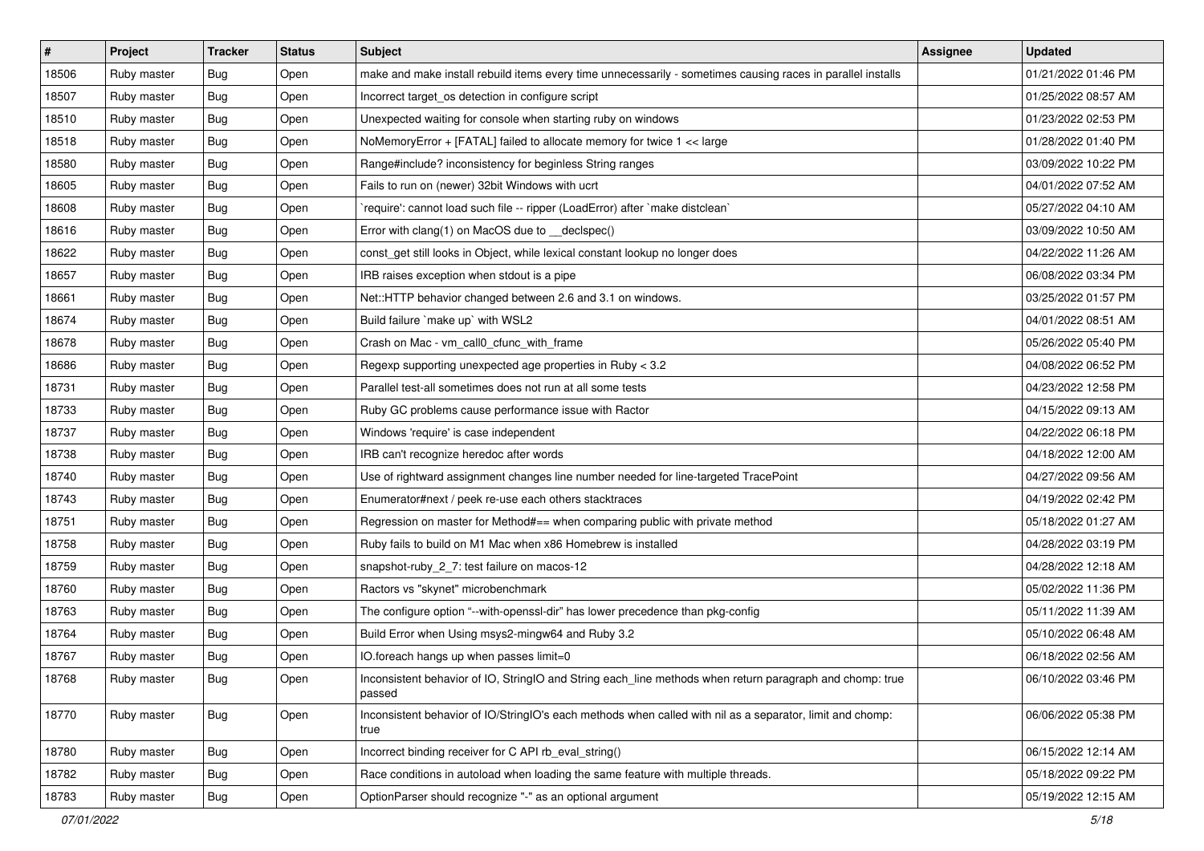| # | Project | Tracker | Status | Subject | Assignee | Updated |
|---|---|---|---|---|---|---|
| 18506 | Ruby master | Bug | Open | make and make install rebuild items every time unnecessarily - sometimes causing races in parallel installs | | 01/21/2022 01:46 PM |
| 18507 | Ruby master | Bug | Open | Incorrect target_os detection in configure script | | 01/25/2022 08:57 AM |
| 18510 | Ruby master | Bug | Open | Unexpected waiting for console when starting ruby on windows | | 01/23/2022 02:53 PM |
| 18518 | Ruby master | Bug | Open | NoMemoryError + [FATAL] failed to allocate memory for twice 1 << large | | 01/28/2022 01:40 PM |
| 18580 | Ruby master | Bug | Open | Range#include? inconsistency for beginless String ranges | | 03/09/2022 10:22 PM |
| 18605 | Ruby master | Bug | Open | Fails to run on (newer) 32bit Windows with ucrt | | 04/01/2022 07:52 AM |
| 18608 | Ruby master | Bug | Open | `require': cannot load such file -- ripper (LoadError) after `make distclean` | | 05/27/2022 04:10 AM |
| 18616 | Ruby master | Bug | Open | Error with clang(1) on MacOS due to __declspec() | | 03/09/2022 10:50 AM |
| 18622 | Ruby master | Bug | Open | const_get still looks in Object, while lexical constant lookup no longer does | | 04/22/2022 11:26 AM |
| 18657 | Ruby master | Bug | Open | IRB raises exception when stdout is a pipe | | 06/08/2022 03:34 PM |
| 18661 | Ruby master | Bug | Open | Net::HTTP behavior changed between 2.6 and 3.1 on windows. | | 03/25/2022 01:57 PM |
| 18674 | Ruby master | Bug | Open | Build failure `make up` with WSL2 | | 04/01/2022 08:51 AM |
| 18678 | Ruby master | Bug | Open | Crash on Mac - vm_call0_cfunc_with_frame | | 05/26/2022 05:40 PM |
| 18686 | Ruby master | Bug | Open | Regexp supporting unexpected age properties in Ruby < 3.2 | | 04/08/2022 06:52 PM |
| 18731 | Ruby master | Bug | Open | Parallel test-all sometimes does not run at all some tests | | 04/23/2022 12:58 PM |
| 18733 | Ruby master | Bug | Open | Ruby GC problems cause performance issue with Ractor | | 04/15/2022 09:13 AM |
| 18737 | Ruby master | Bug | Open | Windows 'require' is case independent | | 04/22/2022 06:18 PM |
| 18738 | Ruby master | Bug | Open | IRB can't recognize heredoc after words | | 04/18/2022 12:00 AM |
| 18740 | Ruby master | Bug | Open | Use of rightward assignment changes line number needed for line-targeted TracePoint | | 04/27/2022 09:56 AM |
| 18743 | Ruby master | Bug | Open | Enumerator#next / peek re-use each others stacktraces | | 04/19/2022 02:42 PM |
| 18751 | Ruby master | Bug | Open | Regression on master for Method#== when comparing public with private method | | 05/18/2022 01:27 AM |
| 18758 | Ruby master | Bug | Open | Ruby fails to build on M1 Mac when x86 Homebrew is installed | | 04/28/2022 03:19 PM |
| 18759 | Ruby master | Bug | Open | snapshot-ruby_2_7: test failure on macos-12 | | 04/28/2022 12:18 AM |
| 18760 | Ruby master | Bug | Open | Ractors vs "skynet" microbenchmark | | 05/02/2022 11:36 PM |
| 18763 | Ruby master | Bug | Open | The configure option "--with-openssl-dir" has lower precedence than pkg-config | | 05/11/2022 11:39 AM |
| 18764 | Ruby master | Bug | Open | Build Error when Using msys2-mingw64 and Ruby 3.2 | | 05/10/2022 06:48 AM |
| 18767 | Ruby master | Bug | Open | IO.foreach hangs up when passes limit=0 | | 06/18/2022 02:56 AM |
| 18768 | Ruby master | Bug | Open | Inconsistent behavior of IO, StringIO and String each_line methods when return paragraph and chomp: true passed | | 06/10/2022 03:46 PM |
| 18770 | Ruby master | Bug | Open | Inconsistent behavior of IO/StringIO's each methods when called with nil as a separator, limit and chomp: true | | 06/06/2022 05:38 PM |
| 18780 | Ruby master | Bug | Open | Incorrect binding receiver for C API rb_eval_string() | | 06/15/2022 12:14 AM |
| 18782 | Ruby master | Bug | Open | Race conditions in autoload when loading the same feature with multiple threads. | | 05/18/2022 09:22 PM |
| 18783 | Ruby master | Bug | Open | OptionParser should recognize "-" as an optional argument | | 05/19/2022 12:15 AM |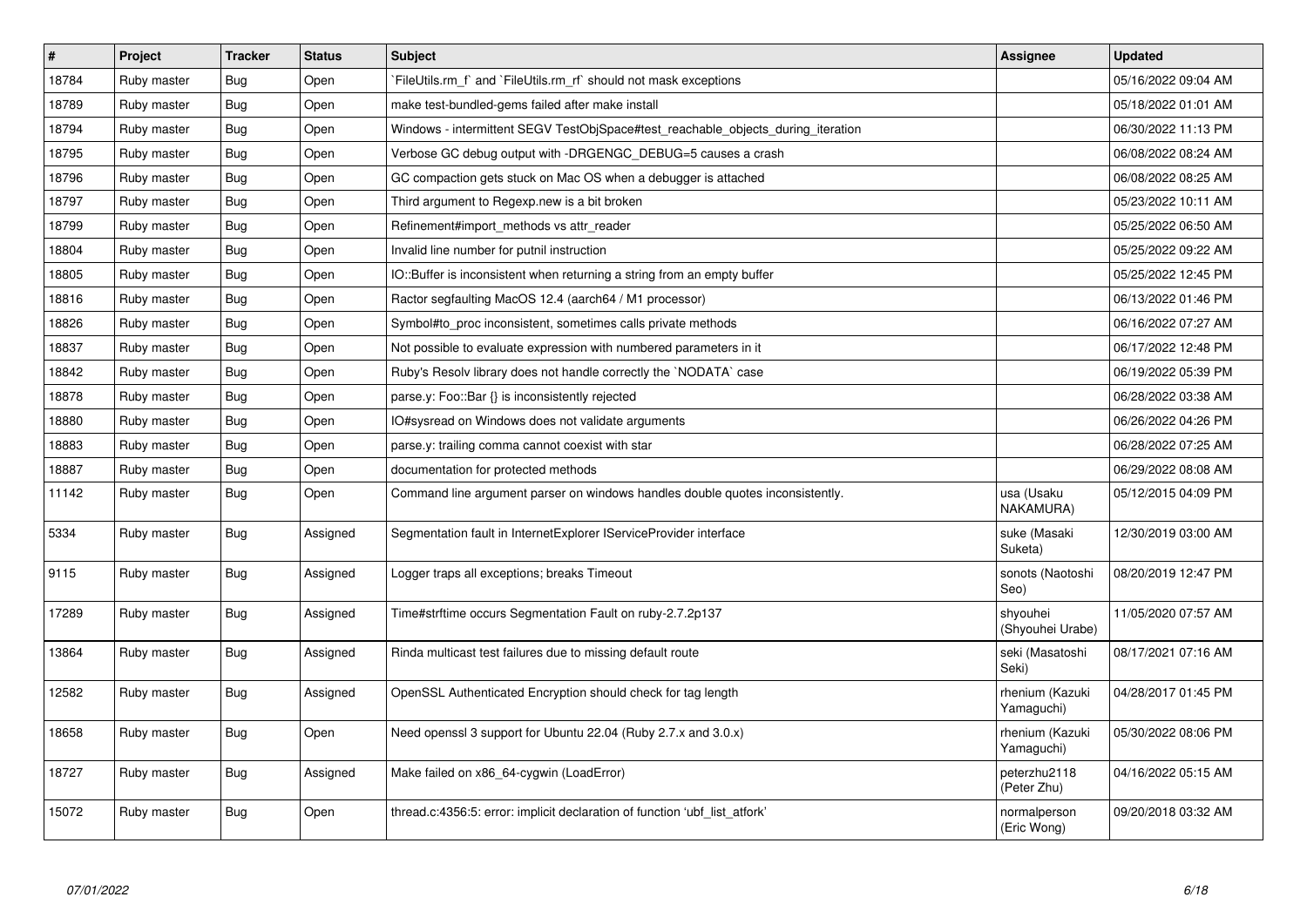| # | Project | Tracker | Status | Subject | Assignee | Updated |
|---|---|---|---|---|---|---|
| 18784 | Ruby master | Bug | Open | `FileUtils.rm_f` and `FileUtils.rm_rf` should not mask exceptions | | 05/16/2022 09:04 AM |
| 18789 | Ruby master | Bug | Open | make test-bundled-gems failed after make install | | 05/18/2022 01:01 AM |
| 18794 | Ruby master | Bug | Open | Windows - intermittent SEGV TestObjSpace#test_reachable_objects_during_iteration | | 06/30/2022 11:13 PM |
| 18795 | Ruby master | Bug | Open | Verbose GC debug output with -DRGENGC_DEBUG=5 causes a crash | | 06/08/2022 08:24 AM |
| 18796 | Ruby master | Bug | Open | GC compaction gets stuck on Mac OS when a debugger is attached | | 06/08/2022 08:25 AM |
| 18797 | Ruby master | Bug | Open | Third argument to Regexp.new is a bit broken | | 05/23/2022 10:11 AM |
| 18799 | Ruby master | Bug | Open | Refinement#import_methods vs attr_reader | | 05/25/2022 06:50 AM |
| 18804 | Ruby master | Bug | Open | Invalid line number for putnil instruction | | 05/25/2022 09:22 AM |
| 18805 | Ruby master | Bug | Open | IO::Buffer is inconsistent when returning a string from an empty buffer | | 05/25/2022 12:45 PM |
| 18816 | Ruby master | Bug | Open | Ractor segfaulting MacOS 12.4 (aarch64 / M1 processor) | | 06/13/2022 01:46 PM |
| 18826 | Ruby master | Bug | Open | Symbol#to_proc inconsistent, sometimes calls private methods | | 06/16/2022 07:27 AM |
| 18837 | Ruby master | Bug | Open | Not possible to evaluate expression with numbered parameters in it | | 06/17/2022 12:48 PM |
| 18842 | Ruby master | Bug | Open | Ruby's Resolv library does not handle correctly the `NODATA` case | | 06/19/2022 05:39 PM |
| 18878 | Ruby master | Bug | Open | parse.y: Foo::Bar {} is inconsistently rejected | | 06/28/2022 03:38 AM |
| 18880 | Ruby master | Bug | Open | IO#sysread on Windows does not validate arguments | | 06/26/2022 04:26 PM |
| 18883 | Ruby master | Bug | Open | parse.y: trailing comma cannot coexist with star | | 06/28/2022 07:25 AM |
| 18887 | Ruby master | Bug | Open | documentation for protected methods | | 06/29/2022 08:08 AM |
| 11142 | Ruby master | Bug | Open | Command line argument parser on windows handles double quotes inconsistently. | usa (Usaku NAKAMURA) | 05/12/2015 04:09 PM |
| 5334 | Ruby master | Bug | Assigned | Segmentation fault in InternetExplorer IServiceProvider interface | suke (Masaki Suketa) | 12/30/2019 03:00 AM |
| 9115 | Ruby master | Bug | Assigned | Logger traps all exceptions; breaks Timeout | sonots (Naotoshi Seo) | 08/20/2019 12:47 PM |
| 17289 | Ruby master | Bug | Assigned | Time#strftime occurs Segmentation Fault on ruby-2.7.2p137 | shyouhei (Shyouhei Urabe) | 11/05/2020 07:57 AM |
| 13864 | Ruby master | Bug | Assigned | Rinda multicast test failures due to missing default route | seki (Masatoshi Seki) | 08/17/2021 07:16 AM |
| 12582 | Ruby master | Bug | Assigned | OpenSSL Authenticated Encryption should check for tag length | rhenium (Kazuki Yamaguchi) | 04/28/2017 01:45 PM |
| 18658 | Ruby master | Bug | Open | Need openssl 3 support for Ubuntu 22.04 (Ruby 2.7.x and 3.0.x) | rhenium (Kazuki Yamaguchi) | 05/30/2022 08:06 PM |
| 18727 | Ruby master | Bug | Assigned | Make failed on x86_64-cygwin (LoadError) | peterzhu2118 (Peter Zhu) | 04/16/2022 05:15 AM |
| 15072 | Ruby master | Bug | Open | thread.c:4356:5: error: implicit declaration of function 'ubf_list_atfork' | normalperson (Eric Wong) | 09/20/2018 03:32 AM |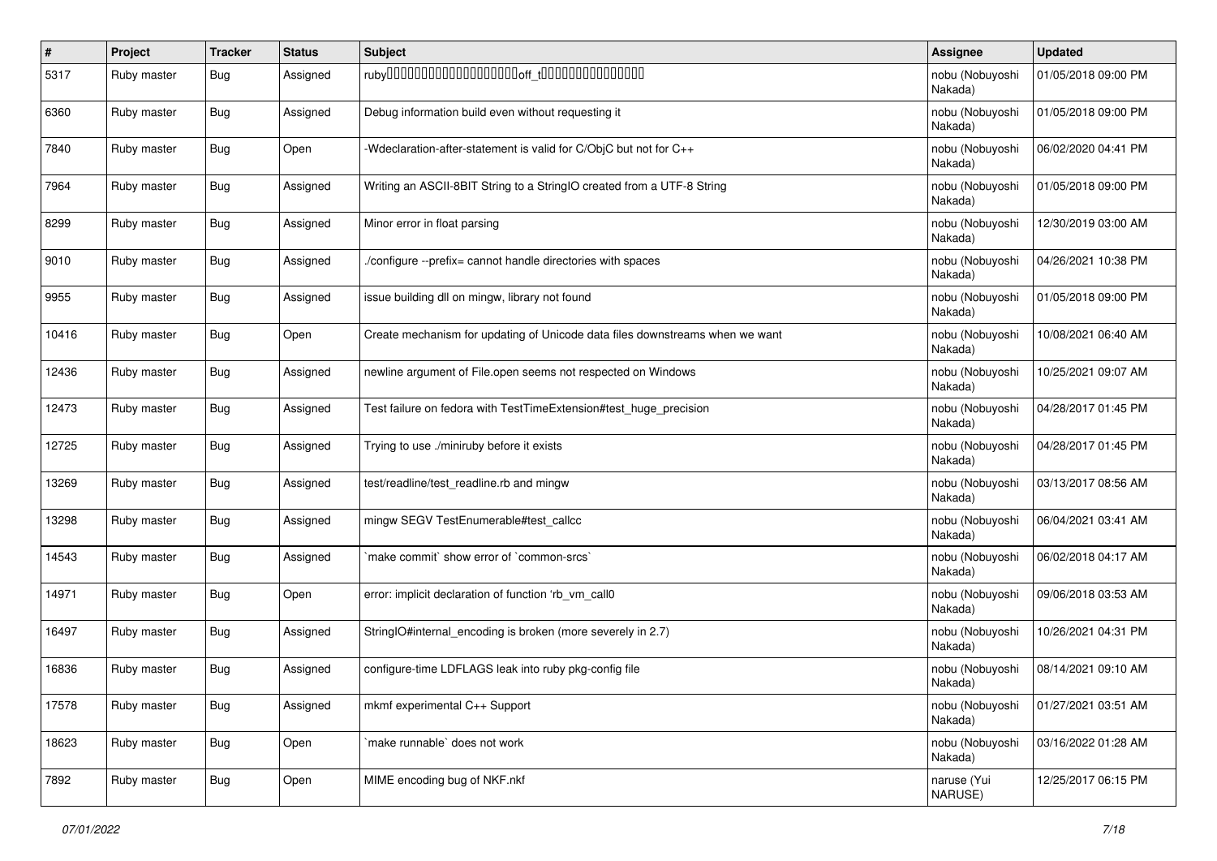| # | Project | Tracker | Status | Subject | Assignee | Updated |
|---|---|---|---|---|---|---|
| 5317 | Ruby master | Bug | Assigned | ruby��������������������off_t���������������� | nobu (Nobuyoshi Nakada) | 01/05/2018 09:00 PM |
| 6360 | Ruby master | Bug | Assigned | Debug information build even without requesting it | nobu (Nobuyoshi Nakada) | 01/05/2018 09:00 PM |
| 7840 | Ruby master | Bug | Open | -Wdeclaration-after-statement is valid for C/ObjC but not for C++ | nobu (Nobuyoshi Nakada) | 06/02/2020 04:41 PM |
| 7964 | Ruby master | Bug | Assigned | Writing an ASCII-8BIT String to a StringIO created from a UTF-8 String | nobu (Nobuyoshi Nakada) | 01/05/2018 09:00 PM |
| 8299 | Ruby master | Bug | Assigned | Minor error in float parsing | nobu (Nobuyoshi Nakada) | 12/30/2019 03:00 AM |
| 9010 | Ruby master | Bug | Assigned | ./configure --prefix= cannot handle directories with spaces | nobu (Nobuyoshi Nakada) | 04/26/2021 10:38 PM |
| 9955 | Ruby master | Bug | Assigned | issue building dll on mingw, library not found | nobu (Nobuyoshi Nakada) | 01/05/2018 09:00 PM |
| 10416 | Ruby master | Bug | Open | Create mechanism for updating of Unicode data files downstreams when we want | nobu (Nobuyoshi Nakada) | 10/08/2021 06:40 AM |
| 12436 | Ruby master | Bug | Assigned | newline argument of File.open seems not respected on Windows | nobu (Nobuyoshi Nakada) | 10/25/2021 09:07 AM |
| 12473 | Ruby master | Bug | Assigned | Test failure on fedora with TestTimeExtension#test_huge_precision | nobu (Nobuyoshi Nakada) | 04/28/2017 01:45 PM |
| 12725 | Ruby master | Bug | Assigned | Trying to use ./miniruby before it exists | nobu (Nobuyoshi Nakada) | 04/28/2017 01:45 PM |
| 13269 | Ruby master | Bug | Assigned | test/readline/test_readline.rb and mingw | nobu (Nobuyoshi Nakada) | 03/13/2017 08:56 AM |
| 13298 | Ruby master | Bug | Assigned | mingw SEGV TestEnumerable#test_callcc | nobu (Nobuyoshi Nakada) | 06/04/2021 03:41 AM |
| 14543 | Ruby master | Bug | Assigned | `make commit` show error of `common-srcs` | nobu (Nobuyoshi Nakada) | 06/02/2018 04:17 AM |
| 14971 | Ruby master | Bug | Open | error: implicit declaration of function 'rb_vm_call0 | nobu (Nobuyoshi Nakada) | 09/06/2018 03:53 AM |
| 16497 | Ruby master | Bug | Assigned | StringIO#internal_encoding is broken (more severely in 2.7) | nobu (Nobuyoshi Nakada) | 10/26/2021 04:31 PM |
| 16836 | Ruby master | Bug | Assigned | configure-time LDFLAGS leak into ruby pkg-config file | nobu (Nobuyoshi Nakada) | 08/14/2021 09:10 AM |
| 17578 | Ruby master | Bug | Assigned | mkmf experimental C++ Support | nobu (Nobuyoshi Nakada) | 01/27/2021 03:51 AM |
| 18623 | Ruby master | Bug | Open | `make runnable` does not work | nobu (Nobuyoshi Nakada) | 03/16/2022 01:28 AM |
| 7892 | Ruby master | Bug | Open | MIME encoding bug of NKF.nkf | naruse (Yui NARUSE) | 12/25/2017 06:15 PM |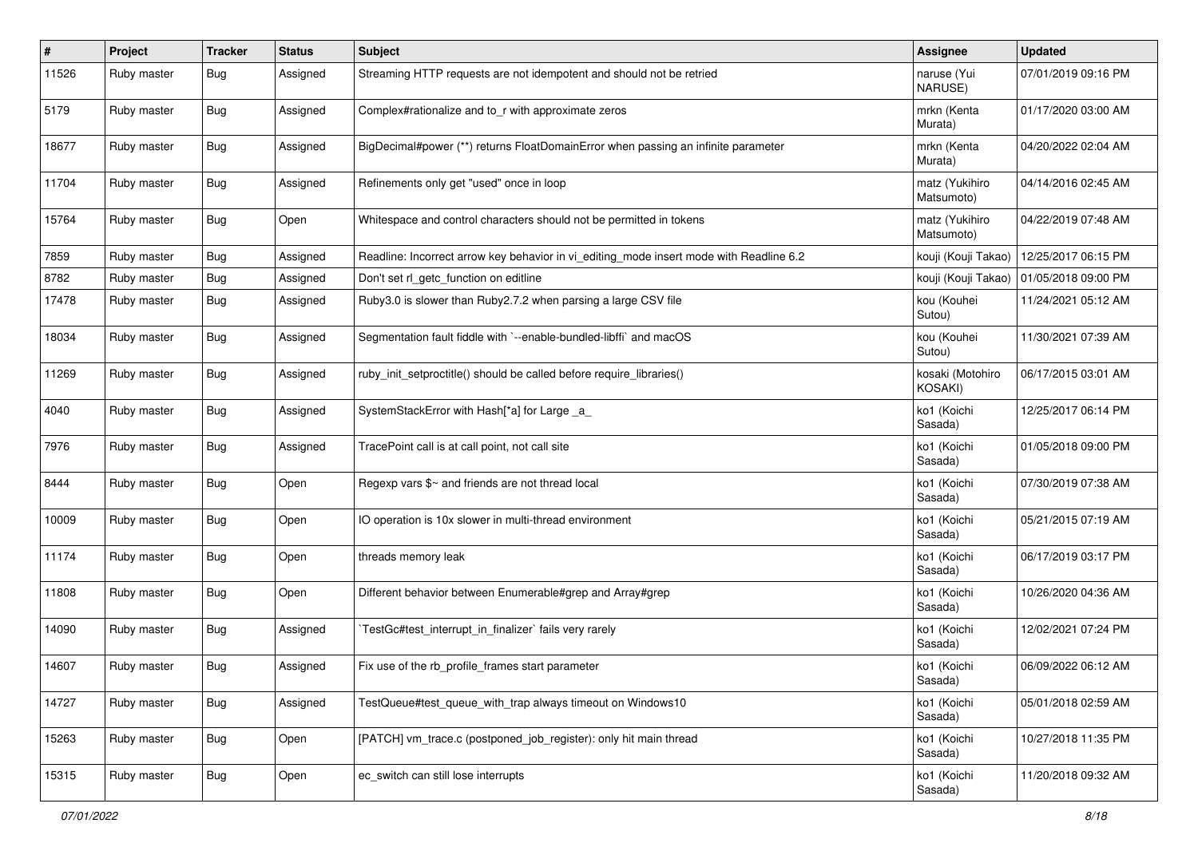| # | Project | Tracker | Status | Subject | Assignee | Updated |
|---|---|---|---|---|---|---|
| 11526 | Ruby master | Bug | Assigned | Streaming HTTP requests are not idempotent and should not be retried | naruse (Yui NARUSE) | 07/01/2019 09:16 PM |
| 5179 | Ruby master | Bug | Assigned | Complex#rationalize and to_r with approximate zeros | mrkn (Kenta Murata) | 01/17/2020 03:00 AM |
| 18677 | Ruby master | Bug | Assigned | BigDecimal#power (**) returns FloatDomainError when passing an infinite parameter | mrkn (Kenta Murata) | 04/20/2022 02:04 AM |
| 11704 | Ruby master | Bug | Assigned | Refinements only get "used" once in loop | matz (Yukihiro Matsumoto) | 04/14/2016 02:45 AM |
| 15764 | Ruby master | Bug | Open | Whitespace and control characters should not be permitted in tokens | matz (Yukihiro Matsumoto) | 04/22/2019 07:48 AM |
| 7859 | Ruby master | Bug | Assigned | Readline: Incorrect arrow key behavior in vi_editing_mode insert mode with Readline 6.2 | kouji (Kouji Takao) | 12/25/2017 06:15 PM |
| 8782 | Ruby master | Bug | Assigned | Don't set rl_getc_function on editline | kouji (Kouji Takao) | 01/05/2018 09:00 PM |
| 17478 | Ruby master | Bug | Assigned | Ruby3.0 is slower than Ruby2.7.2 when parsing a large CSV file | kou (Kouhei Sutou) | 11/24/2021 05:12 AM |
| 18034 | Ruby master | Bug | Assigned | Segmentation fault fiddle with `--enable-bundled-libffi` and macOS | kou (Kouhei Sutou) | 11/30/2021 07:39 AM |
| 11269 | Ruby master | Bug | Assigned | ruby_init_setproctitle() should be called before require_libraries() | kosaki (Motohiro KOSAKI) | 06/17/2015 03:01 AM |
| 4040 | Ruby master | Bug | Assigned | SystemStackError with Hash[*a] for Large _a_ | ko1 (Koichi Sasada) | 12/25/2017 06:14 PM |
| 7976 | Ruby master | Bug | Assigned | TracePoint call is at call point, not call site | ko1 (Koichi Sasada) | 01/05/2018 09:00 PM |
| 8444 | Ruby master | Bug | Open | Regexp vars $~ and friends are not thread local | ko1 (Koichi Sasada) | 07/30/2019 07:38 AM |
| 10009 | Ruby master | Bug | Open | IO operation is 10x slower in multi-thread environment | ko1 (Koichi Sasada) | 05/21/2015 07:19 AM |
| 11174 | Ruby master | Bug | Open | threads memory leak | ko1 (Koichi Sasada) | 06/17/2019 03:17 PM |
| 11808 | Ruby master | Bug | Open | Different behavior between Enumerable#grep and Array#grep | ko1 (Koichi Sasada) | 10/26/2020 04:36 AM |
| 14090 | Ruby master | Bug | Assigned | `TestGc#test_interrupt_in_finalizer` fails very rarely | ko1 (Koichi Sasada) | 12/02/2021 07:24 PM |
| 14607 | Ruby master | Bug | Assigned | Fix use of the rb_profile_frames start parameter | ko1 (Koichi Sasada) | 06/09/2022 06:12 AM |
| 14727 | Ruby master | Bug | Assigned | TestQueue#test_queue_with_trap always timeout on Windows10 | ko1 (Koichi Sasada) | 05/01/2018 02:59 AM |
| 15263 | Ruby master | Bug | Open | [PATCH] vm_trace.c (postponed_job_register): only hit main thread | ko1 (Koichi Sasada) | 10/27/2018 11:35 PM |
| 15315 | Ruby master | Bug | Open | ec_switch can still lose interrupts | ko1 (Koichi Sasada) | 11/20/2018 09:32 AM |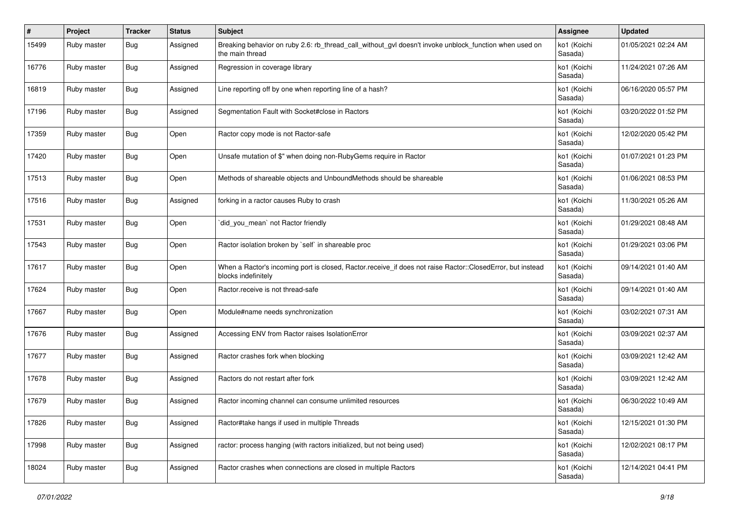| # | Project | Tracker | Status | Subject | Assignee | Updated |
|---|---|---|---|---|---|---|
| 15499 | Ruby master | Bug | Assigned | Breaking behavior on ruby 2.6: rb_thread_call_without_gvl doesn't invoke unblock_function when used on the main thread | ko1 (Koichi Sasada) | 01/05/2021 02:24 AM |
| 16776 | Ruby master | Bug | Assigned | Regression in coverage library | ko1 (Koichi Sasada) | 11/24/2021 07:26 AM |
| 16819 | Ruby master | Bug | Assigned | Line reporting off by one when reporting line of a hash? | ko1 (Koichi Sasada) | 06/16/2020 05:57 PM |
| 17196 | Ruby master | Bug | Assigned | Segmentation Fault with Socket#close in Ractors | ko1 (Koichi Sasada) | 03/20/2022 01:52 PM |
| 17359 | Ruby master | Bug | Open | Ractor copy mode is not Ractor-safe | ko1 (Koichi Sasada) | 12/02/2020 05:42 PM |
| 17420 | Ruby master | Bug | Open | Unsafe mutation of $" when doing non-RubyGems require in Ractor | ko1 (Koichi Sasada) | 01/07/2021 01:23 PM |
| 17513 | Ruby master | Bug | Open | Methods of shareable objects and UnboundMethods should be shareable | ko1 (Koichi Sasada) | 01/06/2021 08:53 PM |
| 17516 | Ruby master | Bug | Assigned | forking in a ractor causes Ruby to crash | ko1 (Koichi Sasada) | 11/30/2021 05:26 AM |
| 17531 | Ruby master | Bug | Open | `did_you_mean` not Ractor friendly | ko1 (Koichi Sasada) | 01/29/2021 08:48 AM |
| 17543 | Ruby master | Bug | Open | Ractor isolation broken by `self` in shareable proc | ko1 (Koichi Sasada) | 01/29/2021 03:06 PM |
| 17617 | Ruby master | Bug | Open | When a Ractor's incoming port is closed, Ractor.receive_if does not raise Ractor::ClosedError, but instead blocks indefinitely | ko1 (Koichi Sasada) | 09/14/2021 01:40 AM |
| 17624 | Ruby master | Bug | Open | Ractor.receive is not thread-safe | ko1 (Koichi Sasada) | 09/14/2021 01:40 AM |
| 17667 | Ruby master | Bug | Open | Module#name needs synchronization | ko1 (Koichi Sasada) | 03/02/2021 07:31 AM |
| 17676 | Ruby master | Bug | Assigned | Accessing ENV from Ractor raises IsolationError | ko1 (Koichi Sasada) | 03/09/2021 02:37 AM |
| 17677 | Ruby master | Bug | Assigned | Ractor crashes fork when blocking | ko1 (Koichi Sasada) | 03/09/2021 12:42 AM |
| 17678 | Ruby master | Bug | Assigned | Ractors do not restart after fork | ko1 (Koichi Sasada) | 03/09/2021 12:42 AM |
| 17679 | Ruby master | Bug | Assigned | Ractor incoming channel can consume unlimited resources | ko1 (Koichi Sasada) | 06/30/2022 10:49 AM |
| 17826 | Ruby master | Bug | Assigned | Ractor#take hangs if used in multiple Threads | ko1 (Koichi Sasada) | 12/15/2021 01:30 PM |
| 17998 | Ruby master | Bug | Assigned | ractor: process hanging (with ractors initialized, but not being used) | ko1 (Koichi Sasada) | 12/02/2021 08:17 PM |
| 18024 | Ruby master | Bug | Assigned | Ractor crashes when connections are closed in multiple Ractors | ko1 (Koichi Sasada) | 12/14/2021 04:41 PM |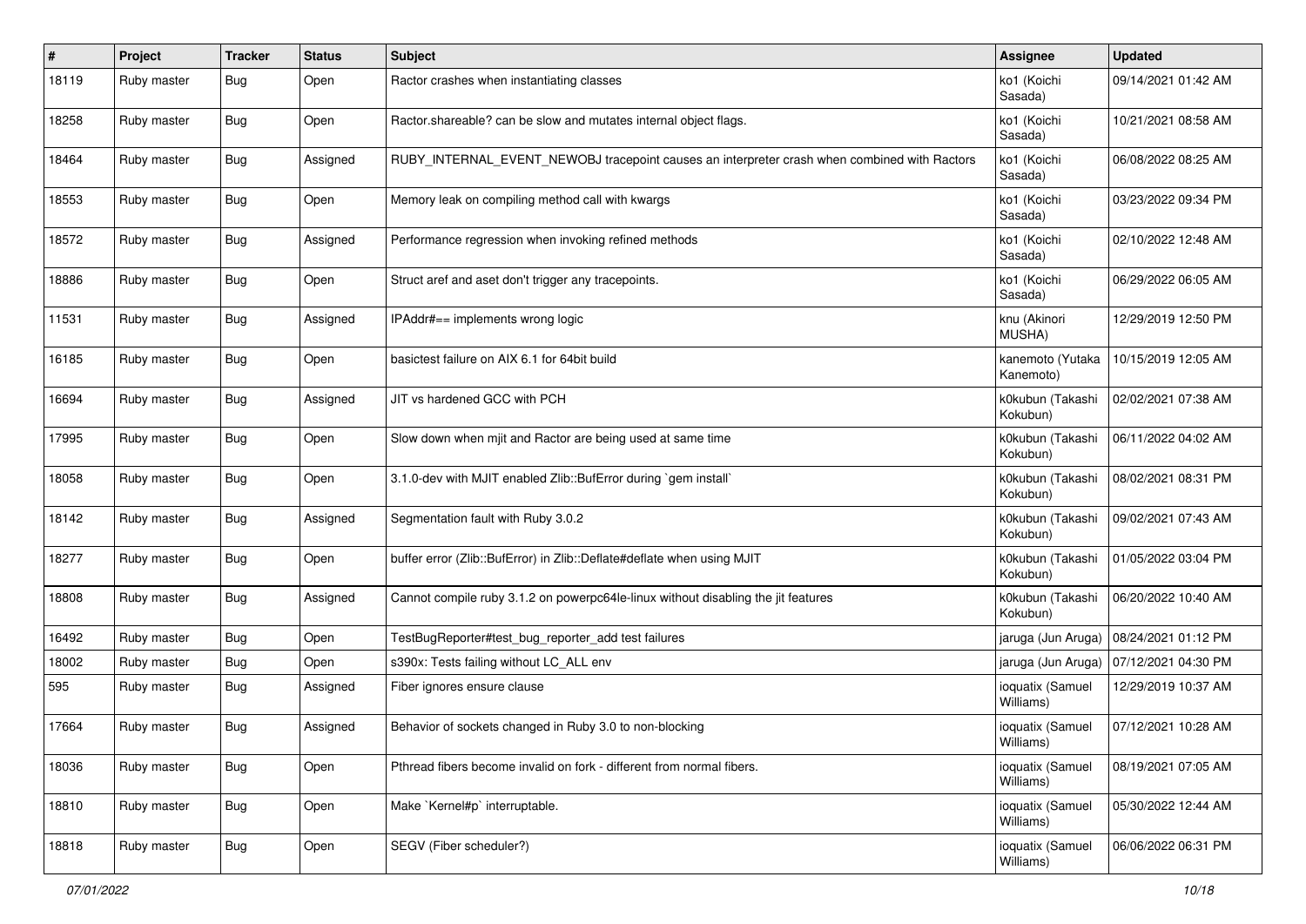| # | Project | Tracker | Status | Subject | Assignee | Updated |
|---|---|---|---|---|---|---|
| 18119 | Ruby master | Bug | Open | Ractor crashes when instantiating classes | ko1 (Koichi Sasada) | 09/14/2021 01:42 AM |
| 18258 | Ruby master | Bug | Open | Ractor.shareable? can be slow and mutates internal object flags. | ko1 (Koichi Sasada) | 10/21/2021 08:58 AM |
| 18464 | Ruby master | Bug | Assigned | RUBY_INTERNAL_EVENT_NEWOBJ tracepoint causes an interpreter crash when combined with Ractors | ko1 (Koichi Sasada) | 06/08/2022 08:25 AM |
| 18553 | Ruby master | Bug | Open | Memory leak on compiling method call with kwargs | ko1 (Koichi Sasada) | 03/23/2022 09:34 PM |
| 18572 | Ruby master | Bug | Assigned | Performance regression when invoking refined methods | ko1 (Koichi Sasada) | 02/10/2022 12:48 AM |
| 18886 | Ruby master | Bug | Open | Struct aref and aset don't trigger any tracepoints. | ko1 (Koichi Sasada) | 06/29/2022 06:05 AM |
| 11531 | Ruby master | Bug | Assigned | IPAddr#== implements wrong logic | knu (Akinori MUSHA) | 12/29/2019 12:50 PM |
| 16185 | Ruby master | Bug | Open | basictest failure on AIX 6.1 for 64bit build | kanemoto (Yutaka Kanemoto) | 10/15/2019 12:05 AM |
| 16694 | Ruby master | Bug | Assigned | JIT vs hardened GCC with PCH | k0kubun (Takashi Kokubun) | 02/02/2021 07:38 AM |
| 17995 | Ruby master | Bug | Open | Slow down when mjit and Ractor are being used at same time | k0kubun (Takashi Kokubun) | 06/11/2022 04:02 AM |
| 18058 | Ruby master | Bug | Open | 3.1.0-dev with MJIT enabled Zlib::BufError during `gem install` | k0kubun (Takashi Kokubun) | 08/02/2021 08:31 PM |
| 18142 | Ruby master | Bug | Assigned | Segmentation fault with Ruby 3.0.2 | k0kubun (Takashi Kokubun) | 09/02/2021 07:43 AM |
| 18277 | Ruby master | Bug | Open | buffer error (Zlib::BufError) in Zlib::Deflate#deflate when using MJIT | k0kubun (Takashi Kokubun) | 01/05/2022 03:04 PM |
| 18808 | Ruby master | Bug | Assigned | Cannot compile ruby 3.1.2 on powerpc64le-linux without disabling the jit features | k0kubun (Takashi Kokubun) | 06/20/2022 10:40 AM |
| 16492 | Ruby master | Bug | Open | TestBugReporter#test_bug_reporter_add test failures | jaruga (Jun Aruga) | 08/24/2021 01:12 PM |
| 18002 | Ruby master | Bug | Open | s390x: Tests failing without LC_ALL env | jaruga (Jun Aruga) | 07/12/2021 04:30 PM |
| 595 | Ruby master | Bug | Assigned | Fiber ignores ensure clause | ioquatix (Samuel Williams) | 12/29/2019 10:37 AM |
| 17664 | Ruby master | Bug | Assigned | Behavior of sockets changed in Ruby 3.0 to non-blocking | ioquatix (Samuel Williams) | 07/12/2021 10:28 AM |
| 18036 | Ruby master | Bug | Open | Pthread fibers become invalid on fork - different from normal fibers. | ioquatix (Samuel Williams) | 08/19/2021 07:05 AM |
| 18810 | Ruby master | Bug | Open | Make `Kernel#p` interruptable. | ioquatix (Samuel Williams) | 05/30/2022 12:44 AM |
| 18818 | Ruby master | Bug | Open | SEGV (Fiber scheduler?) | ioquatix (Samuel Williams) | 06/06/2022 06:31 PM |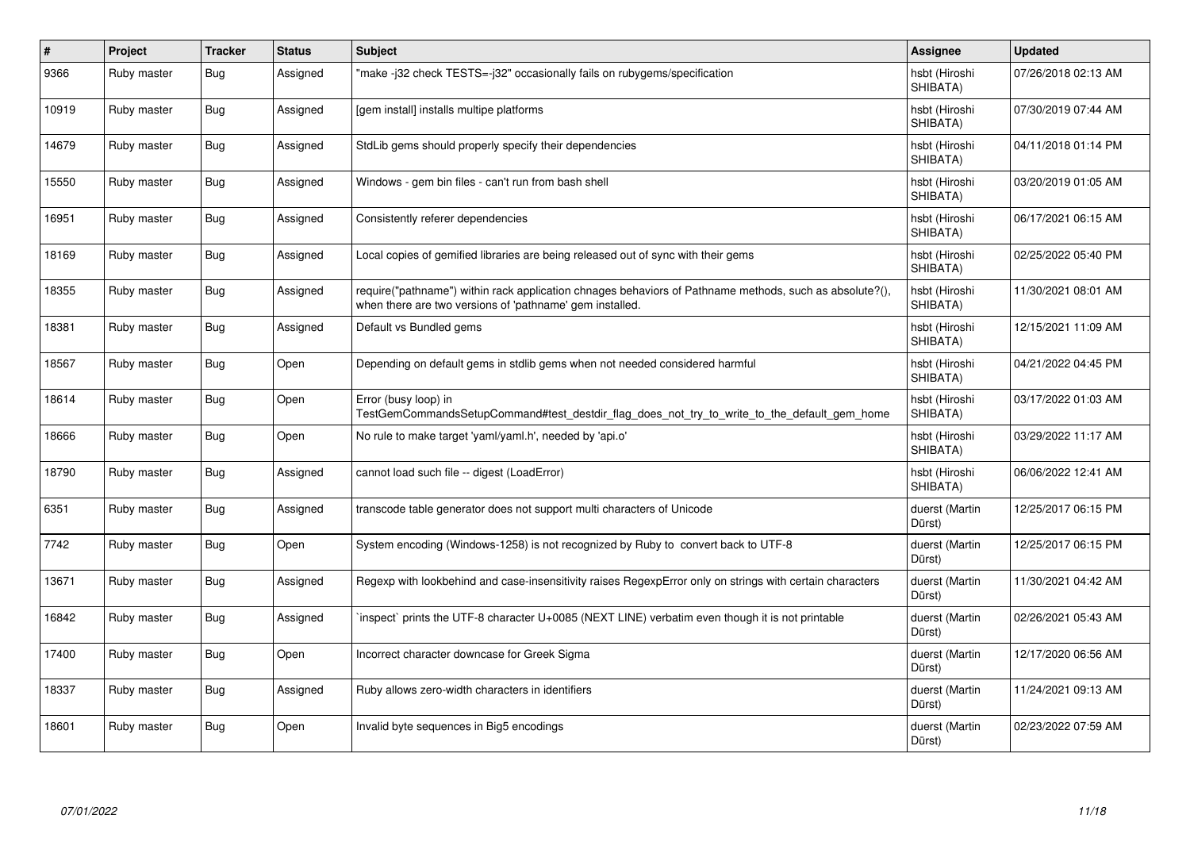| # | Project | Tracker | Status | Subject | Assignee | Updated |
|---|---|---|---|---|---|---|
| 9366 | Ruby master | Bug | Assigned | "make -j32 check TESTS=-j32" occasionally fails on rubygems/specification | hsbt (Hiroshi SHIBATA) | 07/26/2018 02:13 AM |
| 10919 | Ruby master | Bug | Assigned | [gem install] installs multipe platforms | hsbt (Hiroshi SHIBATA) | 07/30/2019 07:44 AM |
| 14679 | Ruby master | Bug | Assigned | StdLib gems should properly specify their dependencies | hsbt (Hiroshi SHIBATA) | 04/11/2018 01:14 PM |
| 15550 | Ruby master | Bug | Assigned | Windows - gem bin files - can't run from bash shell | hsbt (Hiroshi SHIBATA) | 03/20/2019 01:05 AM |
| 16951 | Ruby master | Bug | Assigned | Consistently referer dependencies | hsbt (Hiroshi SHIBATA) | 06/17/2021 06:15 AM |
| 18169 | Ruby master | Bug | Assigned | Local copies of gemified libraries are being released out of sync with their gems | hsbt (Hiroshi SHIBATA) | 02/25/2022 05:40 PM |
| 18355 | Ruby master | Bug | Assigned | require("pathname") within rack application chnages behaviors of Pathname methods, such as absolute?(), when there are two versions of 'pathname' gem installed. | hsbt (Hiroshi SHIBATA) | 11/30/2021 08:01 AM |
| 18381 | Ruby master | Bug | Assigned | Default vs Bundled gems | hsbt (Hiroshi SHIBATA) | 12/15/2021 11:09 AM |
| 18567 | Ruby master | Bug | Open | Depending on default gems in stdlib gems when not needed considered harmful | hsbt (Hiroshi SHIBATA) | 04/21/2022 04:45 PM |
| 18614 | Ruby master | Bug | Open | Error (busy loop) in TestGemCommandsSetupCommand#test_destdir_flag_does_not_try_to_write_to_the_default_gem_home | hsbt (Hiroshi SHIBATA) | 03/17/2022 01:03 AM |
| 18666 | Ruby master | Bug | Open | No rule to make target 'yaml/yaml.h', needed by 'api.o' | hsbt (Hiroshi SHIBATA) | 03/29/2022 11:17 AM |
| 18790 | Ruby master | Bug | Assigned | cannot load such file -- digest (LoadError) | hsbt (Hiroshi SHIBATA) | 06/06/2022 12:41 AM |
| 6351 | Ruby master | Bug | Assigned | transcode table generator does not support multi characters of Unicode | duerst (Martin Dürst) | 12/25/2017 06:15 PM |
| 7742 | Ruby master | Bug | Open | System encoding (Windows-1258) is not recognized by Ruby to convert back to UTF-8 | duerst (Martin Dürst) | 12/25/2017 06:15 PM |
| 13671 | Ruby master | Bug | Assigned | Regexp with lookbehind and case-insensitivity raises RegexpError only on strings with certain characters | duerst (Martin Dürst) | 11/30/2021 04:42 AM |
| 16842 | Ruby master | Bug | Assigned | `inspect` prints the UTF-8 character U+0085 (NEXT LINE) verbatim even though it is not printable | duerst (Martin Dürst) | 02/26/2021 05:43 AM |
| 17400 | Ruby master | Bug | Open | Incorrect character downcase for Greek Sigma | duerst (Martin Dürst) | 12/17/2020 06:56 AM |
| 18337 | Ruby master | Bug | Assigned | Ruby allows zero-width characters in identifiers | duerst (Martin Dürst) | 11/24/2021 09:13 AM |
| 18601 | Ruby master | Bug | Open | Invalid byte sequences in Big5 encodings | duerst (Martin Dürst) | 02/23/2022 07:59 AM |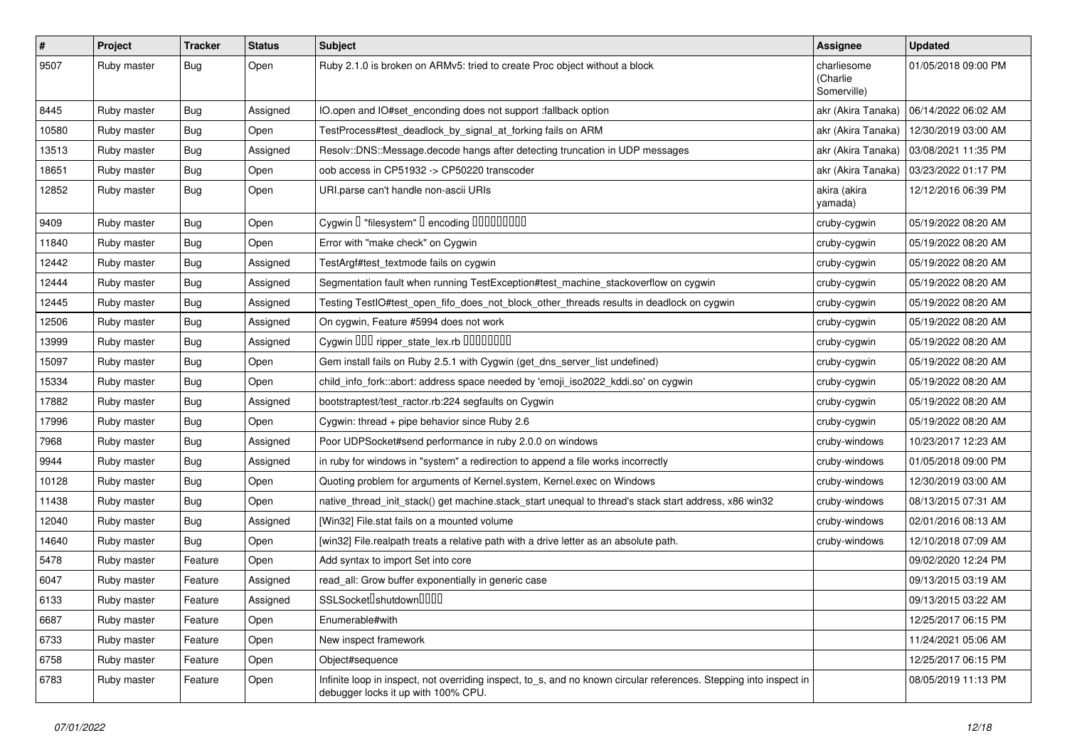| # | Project | Tracker | Status | Subject | Assignee | Updated |
|---|---|---|---|---|---|---|
| 9507 | Ruby master | Bug | Open | Ruby 2.1.0 is broken on ARMv5: tried to create Proc object without a block | charliesome (Charlie Somerville) | 01/05/2018 09:00 PM |
| 8445 | Ruby master | Bug | Assigned | IO.open and IO#set_enconding does not support :fallback option | akr (Akira Tanaka) | 06/14/2022 06:02 AM |
| 10580 | Ruby master | Bug | Open | TestProcess#test_deadlock_by_signal_at_forking fails on ARM | akr (Akira Tanaka) | 12/30/2019 03:00 AM |
| 13513 | Ruby master | Bug | Assigned | Resolv::DNS::Message.decode hangs after detecting truncation in UDP messages | akr (Akira Tanaka) | 03/08/2021 11:35 PM |
| 18651 | Ruby master | Bug | Open | oob access in CP51932 -> CP50220 transcoder | akr (Akira Tanaka) | 03/23/2022 01:17 PM |
| 12852 | Ruby master | Bug | Open | URI.parse can't handle non-ascii URIs | akira (akira yamada) | 12/12/2016 06:39 PM |
| 9409 | Ruby master | Bug | Open | Cygwin � "filesystem" � encoding ���������� | cruby-cygwin | 05/19/2022 08:20 AM |
| 11840 | Ruby master | Bug | Open | Error with "make check" on Cygwin | cruby-cygwin | 05/19/2022 08:20 AM |
| 12442 | Ruby master | Bug | Assigned | TestArgf#test_textmode fails on cygwin | cruby-cygwin | 05/19/2022 08:20 AM |
| 12444 | Ruby master | Bug | Assigned | Segmentation fault when running TestException#test_machine_stackoverflow on cygwin | cruby-cygwin | 05/19/2022 08:20 AM |
| 12445 | Ruby master | Bug | Assigned | Testing TestIO#test_open_fifo_does_not_block_other_threads results in deadlock on cygwin | cruby-cygwin | 05/19/2022 08:20 AM |
| 12506 | Ruby master | Bug | Assigned | On cygwin, Feature #5994 does not work | cruby-cygwin | 05/19/2022 08:20 AM |
| 13999 | Ruby master | Bug | Assigned | Cygwin ��� ripper_state_lex.rb ��������� | cruby-cygwin | 05/19/2022 08:20 AM |
| 15097 | Ruby master | Bug | Open | Gem install fails on Ruby 2.5.1 with Cygwin (get_dns_server_list undefined) | cruby-cygwin | 05/19/2022 08:20 AM |
| 15334 | Ruby master | Bug | Open | child_info_fork::abort: address space needed by 'emoji_iso2022_kddi.so' on cygwin | cruby-cygwin | 05/19/2022 08:20 AM |
| 17882 | Ruby master | Bug | Assigned | bootstraptest/test_ractor.rb:224 segfaults on Cygwin | cruby-cygwin | 05/19/2022 08:20 AM |
| 17996 | Ruby master | Bug | Open | Cygwin: thread + pipe behavior since Ruby 2.6 | cruby-cygwin | 05/19/2022 08:20 AM |
| 7968 | Ruby master | Bug | Assigned | Poor UDPSocket#send performance in ruby 2.0.0 on windows | cruby-windows | 10/23/2017 12:23 AM |
| 9944 | Ruby master | Bug | Assigned | in ruby for windows in "system" a redirection to append a file works incorrectly | cruby-windows | 01/05/2018 09:00 PM |
| 10128 | Ruby master | Bug | Open | Quoting problem for arguments of Kernel.system, Kernel.exec on Windows | cruby-windows | 12/30/2019 03:00 AM |
| 11438 | Ruby master | Bug | Open | native_thread_init_stack() get machine.stack_start unequal to thread's stack start address, x86 win32 | cruby-windows | 08/13/2015 07:31 AM |
| 12040 | Ruby master | Bug | Assigned | [Win32] File.stat fails on a mounted volume | cruby-windows | 02/01/2016 08:13 AM |
| 14640 | Ruby master | Bug | Open | [win32] File.realpath treats a relative path with a drive letter as an absolute path. | cruby-windows | 12/10/2018 07:09 AM |
| 5478 | Ruby master | Feature | Open | Add syntax to import Set into core | | 09/02/2020 12:24 PM |
| 6047 | Ruby master | Feature | Assigned | read_all: Grow buffer exponentially in generic case | | 09/13/2015 03:19 AM |
| 6133 | Ruby master | Feature | Assigned | SSLSocket�shutdown���� | | 09/13/2015 03:22 AM |
| 6687 | Ruby master | Feature | Open | Enumerable#with | | 12/25/2017 06:15 PM |
| 6733 | Ruby master | Feature | Open | New inspect framework | | 11/24/2021 05:06 AM |
| 6758 | Ruby master | Feature | Open | Object#sequence | | 12/25/2017 06:15 PM |
| 6783 | Ruby master | Feature | Open | Infinite loop in inspect, not overriding inspect, to_s, and no known circular references. Stepping into inspect in debugger locks it up with 100% CPU. | | 08/05/2019 11:13 PM |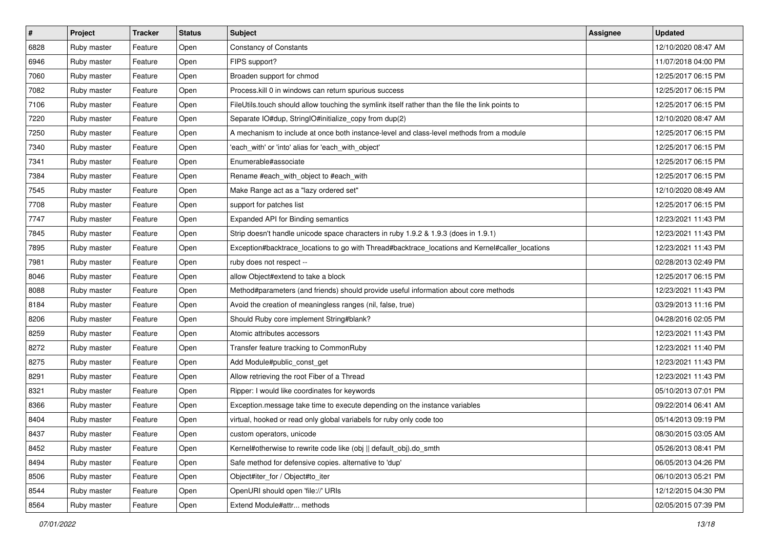| # | Project | Tracker | Status | Subject | Assignee | Updated |
|---|---|---|---|---|---|---|
| 6828 | Ruby master | Feature | Open | Constancy of Constants | | 12/10/2020 08:47 AM |
| 6946 | Ruby master | Feature | Open | FIPS support? | | 11/07/2018 04:00 PM |
| 7060 | Ruby master | Feature | Open | Broaden support for chmod | | 12/25/2017 06:15 PM |
| 7082 | Ruby master | Feature | Open | Process.kill 0 in windows can return spurious success | | 12/25/2017 06:15 PM |
| 7106 | Ruby master | Feature | Open | FileUtils.touch should allow touching the symlink itself rather than the file the link points to | | 12/25/2017 06:15 PM |
| 7220 | Ruby master | Feature | Open | Separate IO#dup, StringIO#initialize_copy from dup(2) | | 12/10/2020 08:47 AM |
| 7250 | Ruby master | Feature | Open | A mechanism to include at once both instance-level and class-level methods from a module | | 12/25/2017 06:15 PM |
| 7340 | Ruby master | Feature | Open | 'each_with' or 'into' alias for 'each_with_object' | | 12/25/2017 06:15 PM |
| 7341 | Ruby master | Feature | Open | Enumerable#associate | | 12/25/2017 06:15 PM |
| 7384 | Ruby master | Feature | Open | Rename #each_with_object to #each_with | | 12/25/2017 06:15 PM |
| 7545 | Ruby master | Feature | Open | Make Range act as a "lazy ordered set" | | 12/10/2020 08:49 AM |
| 7708 | Ruby master | Feature | Open | support for patches list | | 12/25/2017 06:15 PM |
| 7747 | Ruby master | Feature | Open | Expanded API for Binding semantics | | 12/23/2021 11:43 PM |
| 7845 | Ruby master | Feature | Open | Strip doesn't handle unicode space characters in ruby 1.9.2 & 1.9.3 (does in 1.9.1) | | 12/23/2021 11:43 PM |
| 7895 | Ruby master | Feature | Open | Exception#backtrace_locations to go with Thread#backtrace_locations and Kernel#caller_locations | | 12/23/2021 11:43 PM |
| 7981 | Ruby master | Feature | Open | ruby does not respect -- | | 02/28/2013 02:49 PM |
| 8046 | Ruby master | Feature | Open | allow Object#extend to take a block | | 12/25/2017 06:15 PM |
| 8088 | Ruby master | Feature | Open | Method#parameters (and friends) should provide useful information about core methods | | 12/23/2021 11:43 PM |
| 8184 | Ruby master | Feature | Open | Avoid the creation of meaningless ranges (nil, false, true) | | 03/29/2013 11:16 PM |
| 8206 | Ruby master | Feature | Open | Should Ruby core implement String#blank? | | 04/28/2016 02:05 PM |
| 8259 | Ruby master | Feature | Open | Atomic attributes accessors | | 12/23/2021 11:43 PM |
| 8272 | Ruby master | Feature | Open | Transfer feature tracking to CommonRuby | | 12/23/2021 11:40 PM |
| 8275 | Ruby master | Feature | Open | Add Module#public_const_get | | 12/23/2021 11:43 PM |
| 8291 | Ruby master | Feature | Open | Allow retrieving the root Fiber of a Thread | | 12/23/2021 11:43 PM |
| 8321 | Ruby master | Feature | Open | Ripper: I would like coordinates for keywords | | 05/10/2013 07:01 PM |
| 8366 | Ruby master | Feature | Open | Exception.message take time to execute depending on the instance variables | | 09/22/2014 06:41 AM |
| 8404 | Ruby master | Feature | Open | virtual, hooked or read only global variabels for ruby only code too | | 05/14/2013 09:19 PM |
| 8437 | Ruby master | Feature | Open | custom operators, unicode | | 08/30/2015 03:05 AM |
| 8452 | Ruby master | Feature | Open | Kernel#otherwise to rewrite code like (obj \|\| default_obj).do_smth | | 05/26/2013 08:41 PM |
| 8494 | Ruby master | Feature | Open | Safe method for defensive copies. alternative to 'dup' | | 06/05/2013 04:26 PM |
| 8506 | Ruby master | Feature | Open | Object#iter_for / Object#to_iter | | 06/10/2013 05:21 PM |
| 8544 | Ruby master | Feature | Open | OpenURI should open 'file://' URIs | | 12/12/2015 04:30 PM |
| 8564 | Ruby master | Feature | Open | Extend Module#attr... methods | | 02/05/2015 07:39 PM |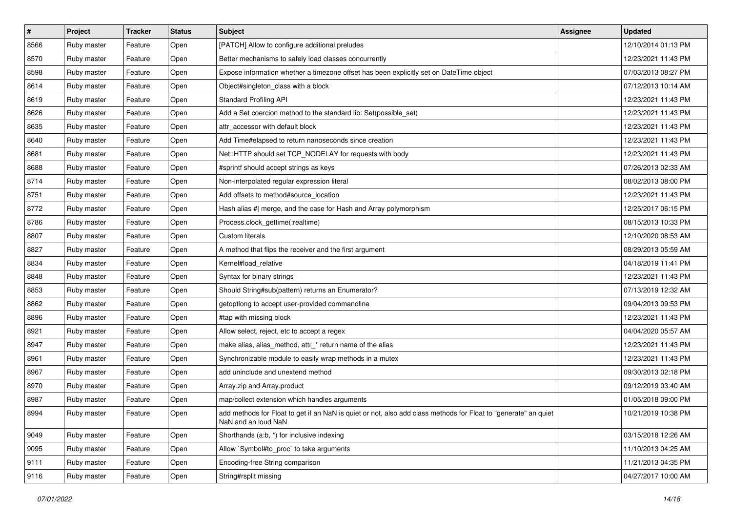| # | Project | Tracker | Status | Subject | Assignee | Updated |
|---|---|---|---|---|---|---|
| 8566 | Ruby master | Feature | Open | [PATCH] Allow to configure additional preludes | | 12/10/2014 01:13 PM |
| 8570 | Ruby master | Feature | Open | Better mechanisms to safely load classes concurrently | | 12/23/2021 11:43 PM |
| 8598 | Ruby master | Feature | Open | Expose information whether a timezone offset has been explicitly set on DateTime object | | 07/03/2013 08:27 PM |
| 8614 | Ruby master | Feature | Open | Object#singleton_class with a block | | 07/12/2013 10:14 AM |
| 8619 | Ruby master | Feature | Open | Standard Profiling API | | 12/23/2021 11:43 PM |
| 8626 | Ruby master | Feature | Open | Add a Set coercion method to the standard lib: Set(possible_set) | | 12/23/2021 11:43 PM |
| 8635 | Ruby master | Feature | Open | attr_accessor with default block | | 12/23/2021 11:43 PM |
| 8640 | Ruby master | Feature | Open | Add Time#elapsed to return nanoseconds since creation | | 12/23/2021 11:43 PM |
| 8681 | Ruby master | Feature | Open | Net::HTTP should set TCP_NODELAY for requests with body | | 12/23/2021 11:43 PM |
| 8688 | Ruby master | Feature | Open | #sprintf should accept strings as keys | | 07/26/2013 02:33 AM |
| 8714 | Ruby master | Feature | Open | Non-interpolated regular expression literal | | 08/02/2013 08:00 PM |
| 8751 | Ruby master | Feature | Open | Add offsets to method#source_location | | 12/23/2021 11:43 PM |
| 8772 | Ruby master | Feature | Open | Hash alias #\| merge, and the case for Hash and Array polymorphism | | 12/25/2017 06:15 PM |
| 8786 | Ruby master | Feature | Open | Process.clock_gettime(:realtime) | | 08/15/2013 10:33 PM |
| 8807 | Ruby master | Feature | Open | Custom literals | | 12/10/2020 08:53 AM |
| 8827 | Ruby master | Feature | Open | A method that flips the receiver and the first argument | | 08/29/2013 05:59 AM |
| 8834 | Ruby master | Feature | Open | Kernel#load_relative | | 04/18/2019 11:41 PM |
| 8848 | Ruby master | Feature | Open | Syntax for binary strings | | 12/23/2021 11:43 PM |
| 8853 | Ruby master | Feature | Open | Should String#sub(pattern) returns an Enumerator? | | 07/13/2019 12:32 AM |
| 8862 | Ruby master | Feature | Open | getoptlong to accept user-provided commandline | | 09/04/2013 09:53 PM |
| 8896 | Ruby master | Feature | Open | #tap with missing block | | 12/23/2021 11:43 PM |
| 8921 | Ruby master | Feature | Open | Allow select, reject, etc to accept a regex | | 04/04/2020 05:57 AM |
| 8947 | Ruby master | Feature | Open | make alias, alias_method, attr_* return name of the alias | | 12/23/2021 11:43 PM |
| 8961 | Ruby master | Feature | Open | Synchronizable module to easily wrap methods in a mutex | | 12/23/2021 11:43 PM |
| 8967 | Ruby master | Feature | Open | add uninclude and unextend method | | 09/30/2013 02:18 PM |
| 8970 | Ruby master | Feature | Open | Array.zip and Array.product | | 09/12/2019 03:40 AM |
| 8987 | Ruby master | Feature | Open | map/collect extension which handles arguments | | 01/05/2018 09:00 PM |
| 8994 | Ruby master | Feature | Open | add methods for Float to get if an NaN is quiet or not, also add class methods for Float to "generate" an quiet NaN and an loud NaN | | 10/21/2019 10:38 PM |
| 9049 | Ruby master | Feature | Open | Shorthands (a:b, *) for inclusive indexing | | 03/15/2018 12:26 AM |
| 9095 | Ruby master | Feature | Open | Allow `Symbol#to_proc` to take arguments | | 11/10/2013 04:25 AM |
| 9111 | Ruby master | Feature | Open | Encoding-free String comparison | | 11/21/2013 04:35 PM |
| 9116 | Ruby master | Feature | Open | String#rsplit missing | | 04/27/2017 10:00 AM |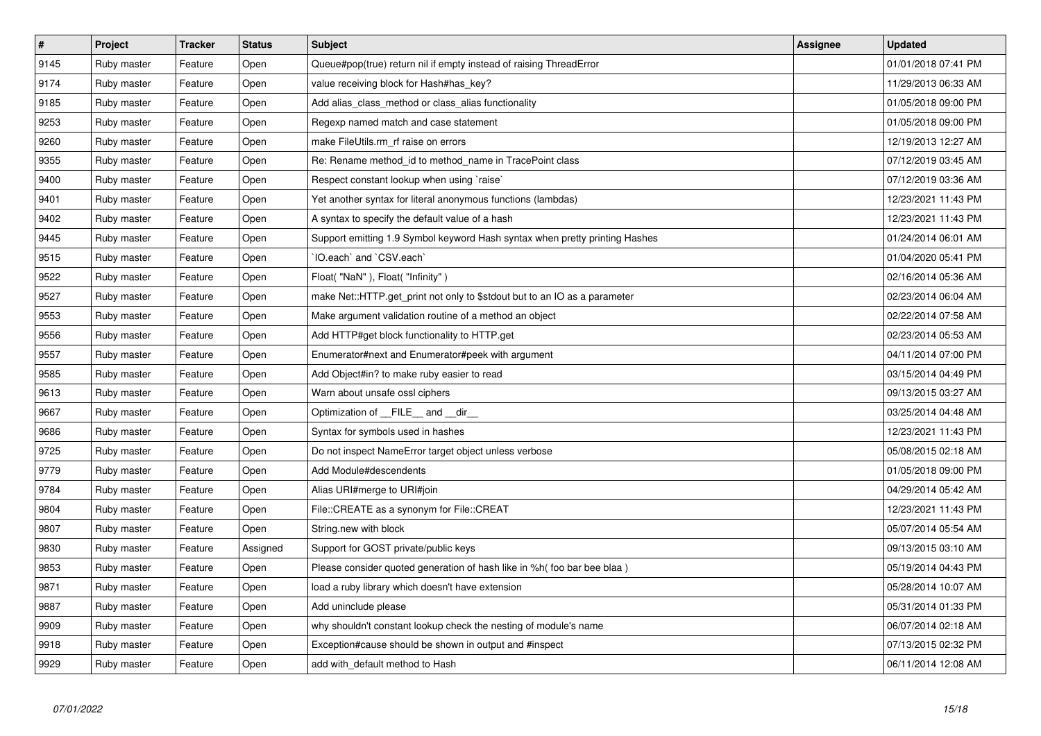| # | Project | Tracker | Status | Subject | Assignee | Updated |
|---|---|---|---|---|---|---|
| 9145 | Ruby master | Feature | Open | Queue#pop(true) return nil if empty instead of raising ThreadError | | 01/01/2018 07:41 PM |
| 9174 | Ruby master | Feature | Open | value receiving block for Hash#has_key? | | 11/29/2013 06:33 AM |
| 9185 | Ruby master | Feature | Open | Add alias_class_method or class_alias functionality | | 01/05/2018 09:00 PM |
| 9253 | Ruby master | Feature | Open | Regexp named match and case statement | | 01/05/2018 09:00 PM |
| 9260 | Ruby master | Feature | Open | make FileUtils.rm_rf raise on errors | | 12/19/2013 12:27 AM |
| 9355 | Ruby master | Feature | Open | Re: Rename method_id to method_name in TracePoint class | | 07/12/2019 03:45 AM |
| 9400 | Ruby master | Feature | Open | Respect constant lookup when using `raise` | | 07/12/2019 03:36 AM |
| 9401 | Ruby master | Feature | Open | Yet another syntax for literal anonymous functions (lambdas) | | 12/23/2021 11:43 PM |
| 9402 | Ruby master | Feature | Open | A syntax to specify the default value of a hash | | 12/23/2021 11:43 PM |
| 9445 | Ruby master | Feature | Open | Support emitting 1.9 Symbol keyword Hash syntax when pretty printing Hashes | | 01/24/2014 06:01 AM |
| 9515 | Ruby master | Feature | Open | `IO.each` and `CSV.each` | | 01/04/2020 05:41 PM |
| 9522 | Ruby master | Feature | Open | Float( "NaN" ), Float( "Infinity" ) | | 02/16/2014 05:36 AM |
| 9527 | Ruby master | Feature | Open | make Net::HTTP.get_print not only to $stdout but to an IO as a parameter | | 02/23/2014 06:04 AM |
| 9553 | Ruby master | Feature | Open | Make argument validation routine of a method an object | | 02/22/2014 07:58 AM |
| 9556 | Ruby master | Feature | Open | Add HTTP#get block functionality to HTTP.get | | 02/23/2014 05:53 AM |
| 9557 | Ruby master | Feature | Open | Enumerator#next and Enumerator#peek with argument | | 04/11/2014 07:00 PM |
| 9585 | Ruby master | Feature | Open | Add Object#in? to make ruby easier to read | | 03/15/2014 04:49 PM |
| 9613 | Ruby master | Feature | Open | Warn about unsafe ossl ciphers | | 09/13/2015 03:27 AM |
| 9667 | Ruby master | Feature | Open | Optimization of __FILE__ and __dir__ | | 03/25/2014 04:48 AM |
| 9686 | Ruby master | Feature | Open | Syntax for symbols used in hashes | | 12/23/2021 11:43 PM |
| 9725 | Ruby master | Feature | Open | Do not inspect NameError target object unless verbose | | 05/08/2015 02:18 AM |
| 9779 | Ruby master | Feature | Open | Add Module#descendents | | 01/05/2018 09:00 PM |
| 9784 | Ruby master | Feature | Open | Alias URI#merge to URI#join | | 04/29/2014 05:42 AM |
| 9804 | Ruby master | Feature | Open | File::CREATE as a synonym for File::CREAT | | 12/23/2021 11:43 PM |
| 9807 | Ruby master | Feature | Open | String.new with block | | 05/07/2014 05:54 AM |
| 9830 | Ruby master | Feature | Assigned | Support for GOST private/public keys | | 09/13/2015 03:10 AM |
| 9853 | Ruby master | Feature | Open | Please consider quoted generation of hash like in %h( foo bar bee blaa ) | | 05/19/2014 04:43 PM |
| 9871 | Ruby master | Feature | Open | load a ruby library which doesn't have extension | | 05/28/2014 10:07 AM |
| 9887 | Ruby master | Feature | Open | Add uninclude please | | 05/31/2014 01:33 PM |
| 9909 | Ruby master | Feature | Open | why shouldn't constant lookup check the nesting of module's name | | 06/07/2014 02:18 AM |
| 9918 | Ruby master | Feature | Open | Exception#cause should be shown in output and #inspect | | 07/13/2015 02:32 PM |
| 9929 | Ruby master | Feature | Open | add with_default method to Hash | | 06/11/2014 12:08 AM |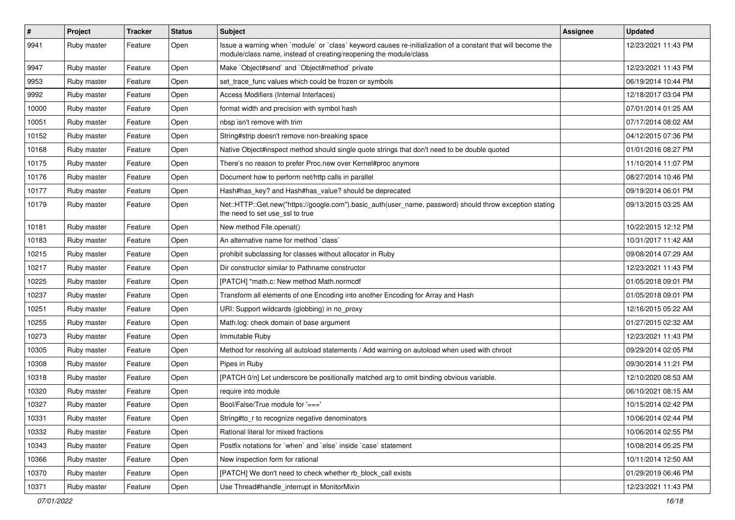| # | Project | Tracker | Status | Subject | Assignee | Updated |
|---|---|---|---|---|---|---|
| 9941 | Ruby master | Feature | Open | Issue a warning when `module` or `class` keyword causes re-initialization of a constant that will become the module/class name, instead of creating/reopening the module/class | | 12/23/2021 11:43 PM |
| 9947 | Ruby master | Feature | Open | Make `Object#send` and `Object#method` private | | 12/23/2021 11:43 PM |
| 9953 | Ruby master | Feature | Open | set_trace_func values which could be frozen or symbols | | 06/19/2014 10:44 PM |
| 9992 | Ruby master | Feature | Open | Access Modifiers (Internal Interfaces) | | 12/18/2017 03:04 PM |
| 10000 | Ruby master | Feature | Open | format width and precision with symbol hash | | 07/01/2014 01:25 AM |
| 10051 | Ruby master | Feature | Open | nbsp isn't remove with trim | | 07/17/2014 08:02 AM |
| 10152 | Ruby master | Feature | Open | String#strip doesn't remove non-breaking space | | 04/12/2015 07:36 PM |
| 10168 | Ruby master | Feature | Open | Native Object#inspect method should single quote strings that don't need to be double quoted | | 01/01/2016 08:27 PM |
| 10175 | Ruby master | Feature | Open | There's no reason to prefer Proc.new over Kernel#proc anymore | | 11/10/2014 11:07 PM |
| 10176 | Ruby master | Feature | Open | Document how to perform net/http calls in parallel | | 08/27/2014 10:46 PM |
| 10177 | Ruby master | Feature | Open | Hash#has_key? and Hash#has_value? should be deprecated | | 09/19/2014 06:01 PM |
| 10179 | Ruby master | Feature | Open | Net::HTTP::Get.new("https://google.com").basic_auth(user_name, password) should throw exception stating the need to set use_ssl to true | | 09/13/2015 03:25 AM |
| 10181 | Ruby master | Feature | Open | New method File.openat() | | 10/22/2015 12:12 PM |
| 10183 | Ruby master | Feature | Open | An alternative name for method `class` | | 10/31/2017 11:42 AM |
| 10215 | Ruby master | Feature | Open | prohibit subclassing for classes without allocator in Ruby | | 09/08/2014 07:29 AM |
| 10217 | Ruby master | Feature | Open | Dir constructor similar to Pathname constructor | | 12/23/2021 11:43 PM |
| 10225 | Ruby master | Feature | Open | [PATCH] *math.c: New method Math.normcdf | | 01/05/2018 09:01 PM |
| 10237 | Ruby master | Feature | Open | Transform all elements of one Encoding into another Encoding for Array and Hash | | 01/05/2018 09:01 PM |
| 10251 | Ruby master | Feature | Open | URI: Support wildcards (globbing) in no_proxy | | 12/16/2015 05:22 AM |
| 10255 | Ruby master | Feature | Open | Math.log: check domain of base argument | | 01/27/2015 02:32 AM |
| 10273 | Ruby master | Feature | Open | Immutable Ruby | | 12/23/2021 11:43 PM |
| 10305 | Ruby master | Feature | Open | Method for resolving all autoload statements / Add warning on autoload when used with chroot | | 09/29/2014 02:05 PM |
| 10308 | Ruby master | Feature | Open | Pipes in Ruby | | 09/30/2014 11:21 PM |
| 10318 | Ruby master | Feature | Open | [PATCH 0/n] Let underscore be positionally matched arg to omit binding obvious variable. | | 12/10/2020 08:53 AM |
| 10320 | Ruby master | Feature | Open | require into module | | 06/10/2021 08:15 AM |
| 10327 | Ruby master | Feature | Open | Bool/False/True module for '===' | | 10/15/2014 02:42 PM |
| 10331 | Ruby master | Feature | Open | String#to_r to recognize negative denominators | | 10/06/2014 02:44 PM |
| 10332 | Ruby master | Feature | Open | Rational literal for mixed fractions | | 10/06/2014 02:55 PM |
| 10343 | Ruby master | Feature | Open | Postfix notations for `when` and `else` inside `case` statement | | 10/08/2014 05:25 PM |
| 10366 | Ruby master | Feature | Open | New inspection form for rational | | 10/11/2014 12:50 AM |
| 10370 | Ruby master | Feature | Open | [PATCH] We don't need to check whether rb_block_call exists | | 01/29/2019 06:46 PM |
| 10371 | Ruby master | Feature | Open | Use Thread#handle_interrupt in MonitorMixin | | 12/23/2021 11:43 PM |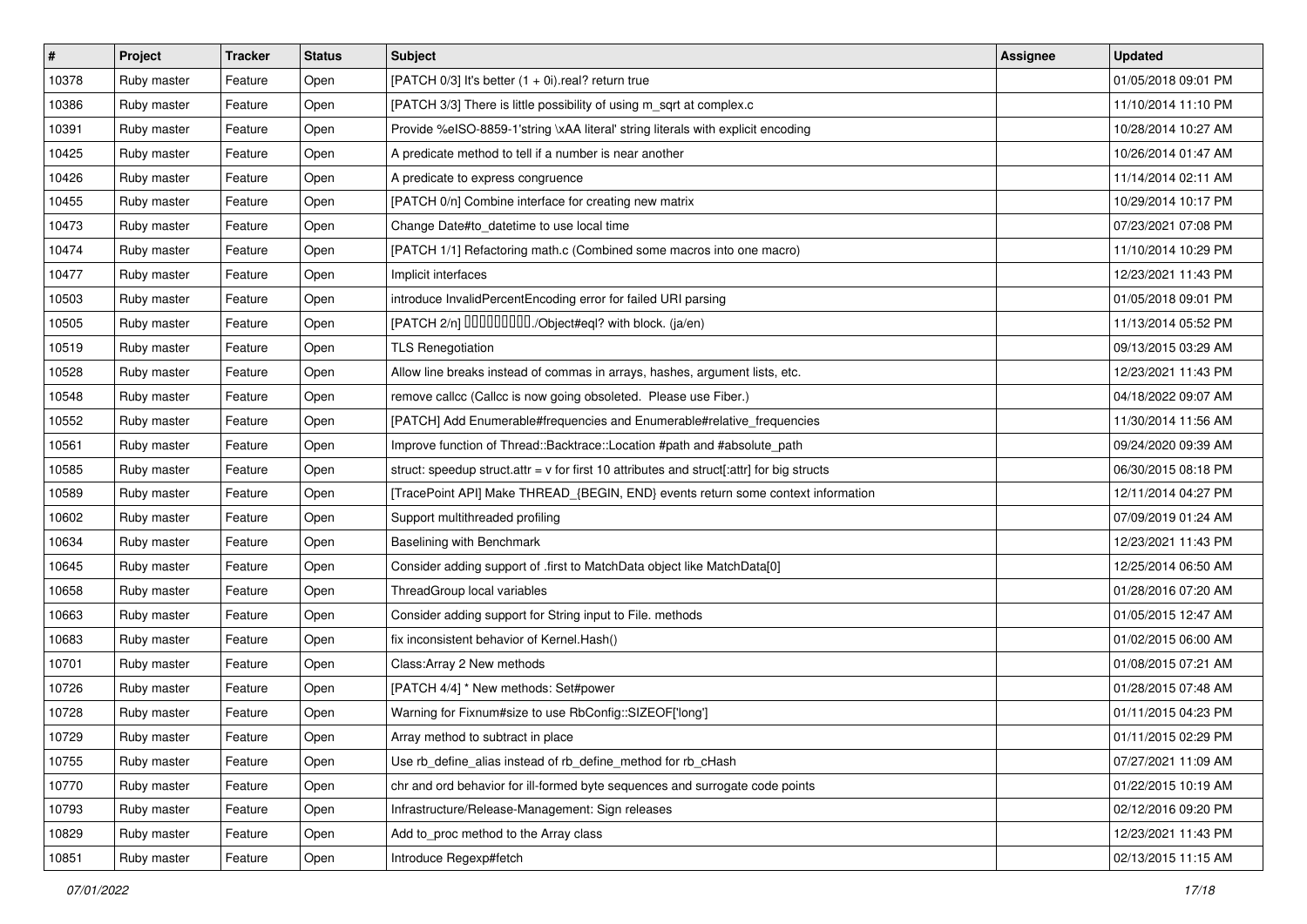| # | Project | Tracker | Status | Subject | Assignee | Updated |
|---|---|---|---|---|---|---|
| 10378 | Ruby master | Feature | Open | [PATCH 0/3] It's better (1 + 0i).real? return true | | 01/05/2018 09:01 PM |
| 10386 | Ruby master | Feature | Open | [PATCH 3/3] There is little possibility of using m_sqrt at complex.c | | 11/10/2014 11:10 PM |
| 10391 | Ruby master | Feature | Open | Provide %eISO-8859-1'string \xAA literal' string literals with explicit encoding | | 10/28/2014 10:27 AM |
| 10425 | Ruby master | Feature | Open | A predicate method to tell if a number is near another | | 10/26/2014 01:47 AM |
| 10426 | Ruby master | Feature | Open | A predicate to express congruence | | 11/14/2014 02:11 AM |
| 10455 | Ruby master | Feature | Open | [PATCH 0/n] Combine interface for creating new matrix | | 10/29/2014 10:17 PM |
| 10473 | Ruby master | Feature | Open | Change Date#to_datetime to use local time | | 07/23/2021 07:08 PM |
| 10474 | Ruby master | Feature | Open | [PATCH 1/1] Refactoring math.c (Combined some macros into one macro) | | 11/10/2014 10:29 PM |
| 10477 | Ruby master | Feature | Open | Implicit interfaces | | 12/23/2021 11:43 PM |
| 10503 | Ruby master | Feature | Open | introduce InvalidPercentEncoding error for failed URI parsing | | 01/05/2018 09:01 PM |
| 10505 | Ruby master | Feature | Open | [PATCH 2/n] ���������./Object#eql? with block. (ja/en) | | 11/13/2014 05:52 PM |
| 10519 | Ruby master | Feature | Open | TLS Renegotiation | | 09/13/2015 03:29 AM |
| 10528 | Ruby master | Feature | Open | Allow line breaks instead of commas in arrays, hashes, argument lists, etc. | | 12/23/2021 11:43 PM |
| 10548 | Ruby master | Feature | Open | remove callcc (Callcc is now going obsoleted. Please use Fiber.) | | 04/18/2022 09:07 AM |
| 10552 | Ruby master | Feature | Open | [PATCH] Add Enumerable#frequencies and Enumerable#relative_frequencies | | 11/30/2014 11:56 AM |
| 10561 | Ruby master | Feature | Open | Improve function of Thread::Backtrace::Location #path and #absolute_path | | 09/24/2020 09:39 AM |
| 10585 | Ruby master | Feature | Open | struct: speedup struct.attr = v for first 10 attributes and struct[:attr] for big structs | | 06/30/2015 08:18 PM |
| 10589 | Ruby master | Feature | Open | [TracePoint API] Make THREAD_{BEGIN, END} events return some context information | | 12/11/2014 04:27 PM |
| 10602 | Ruby master | Feature | Open | Support multithreaded profiling | | 07/09/2019 01:24 AM |
| 10634 | Ruby master | Feature | Open | Baselining with Benchmark | | 12/23/2021 11:43 PM |
| 10645 | Ruby master | Feature | Open | Consider adding support of .first to MatchData object like MatchData[0] | | 12/25/2014 06:50 AM |
| 10658 | Ruby master | Feature | Open | ThreadGroup local variables | | 01/28/2016 07:20 AM |
| 10663 | Ruby master | Feature | Open | Consider adding support for String input to File. methods | | 01/05/2015 12:47 AM |
| 10683 | Ruby master | Feature | Open | fix inconsistent behavior of Kernel.Hash() | | 01/02/2015 06:00 AM |
| 10701 | Ruby master | Feature | Open | Class:Array 2 New methods | | 01/08/2015 07:21 AM |
| 10726 | Ruby master | Feature | Open | [PATCH 4/4] * New methods: Set#power | | 01/28/2015 07:48 AM |
| 10728 | Ruby master | Feature | Open | Warning for Fixnum#size to use RbConfig::SIZEOF['long'] | | 01/11/2015 04:23 PM |
| 10729 | Ruby master | Feature | Open | Array method to subtract in place | | 01/11/2015 02:29 PM |
| 10755 | Ruby master | Feature | Open | Use rb_define_alias instead of rb_define_method for rb_cHash | | 07/27/2021 11:09 AM |
| 10770 | Ruby master | Feature | Open | chr and ord behavior for ill-formed byte sequences and surrogate code points | | 01/22/2015 10:19 AM |
| 10793 | Ruby master | Feature | Open | Infrastructure/Release-Management: Sign releases | | 02/12/2016 09:20 PM |
| 10829 | Ruby master | Feature | Open | Add to_proc method to the Array class | | 12/23/2021 11:43 PM |
| 10851 | Ruby master | Feature | Open | Introduce Regexp#fetch | | 02/13/2015 11:15 AM |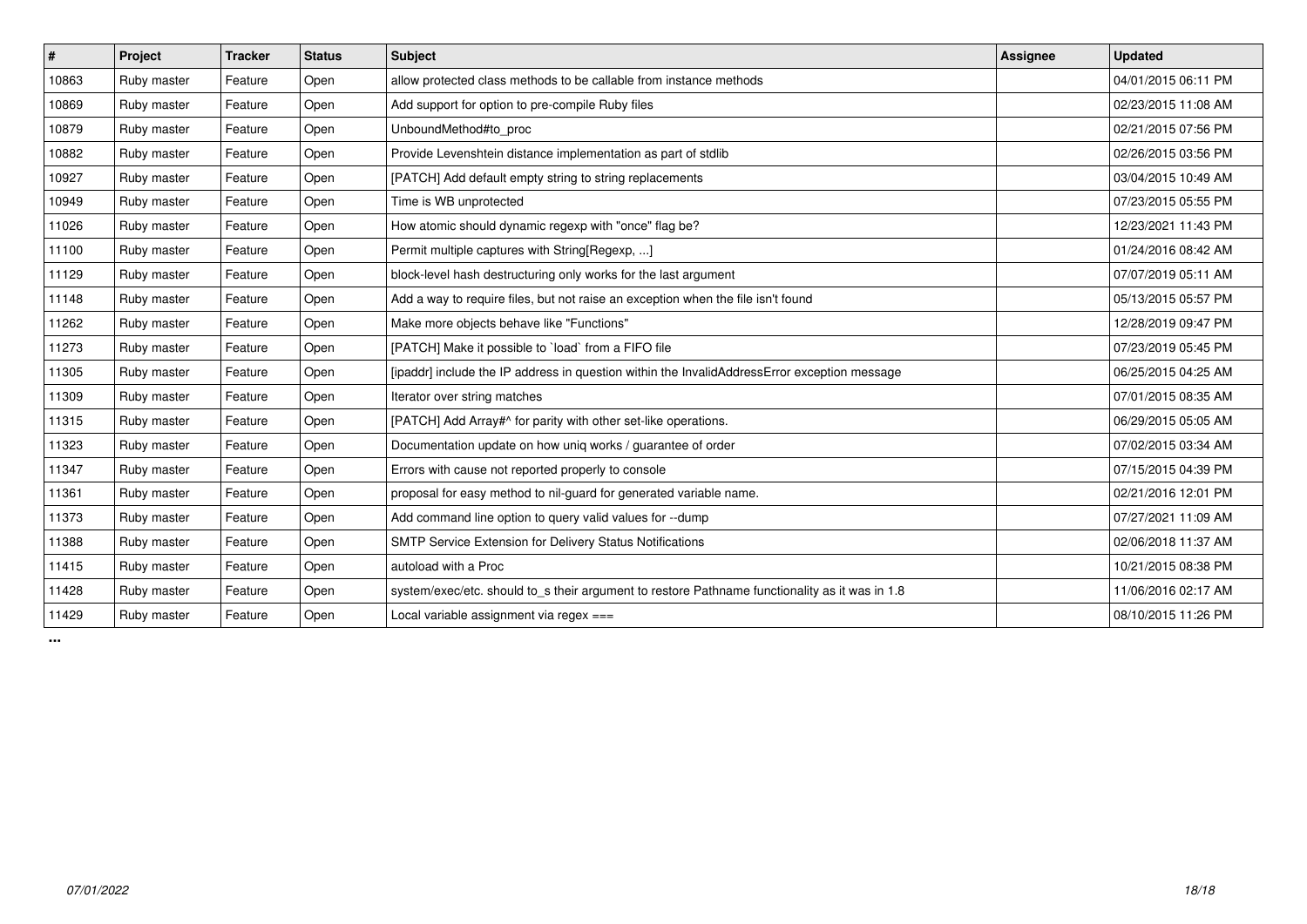| # | Project | Tracker | Status | Subject | Assignee | Updated |
|---|---|---|---|---|---|---|
| 10863 | Ruby master | Feature | Open | allow protected class methods to be callable from instance methods | | 04/01/2015 06:11 PM |
| 10869 | Ruby master | Feature | Open | Add support for option to pre-compile Ruby files | | 02/23/2015 11:08 AM |
| 10879 | Ruby master | Feature | Open | UnboundMethod#to_proc | | 02/21/2015 07:56 PM |
| 10882 | Ruby master | Feature | Open | Provide Levenshtein distance implementation as part of stdlib | | 02/26/2015 03:56 PM |
| 10927 | Ruby master | Feature | Open | [PATCH] Add default empty string to string replacements | | 03/04/2015 10:49 AM |
| 10949 | Ruby master | Feature | Open | Time is WB unprotected | | 07/23/2015 05:55 PM |
| 11026 | Ruby master | Feature | Open | How atomic should dynamic regexp with "once" flag be? | | 12/23/2021 11:43 PM |
| 11100 | Ruby master | Feature | Open | Permit multiple captures with String[Regexp, ...] | | 01/24/2016 08:42 AM |
| 11129 | Ruby master | Feature | Open | block-level hash destructuring only works for the last argument | | 07/07/2019 05:11 AM |
| 11148 | Ruby master | Feature | Open | Add a way to require files, but not raise an exception when the file isn't found | | 05/13/2015 05:57 PM |
| 11262 | Ruby master | Feature | Open | Make more objects behave like "Functions" | | 12/28/2019 09:47 PM |
| 11273 | Ruby master | Feature | Open | [PATCH] Make it possible to `load` from a FIFO file | | 07/23/2019 05:45 PM |
| 11305 | Ruby master | Feature | Open | [ipaddr] include the IP address in question within the InvalidAddressError exception message | | 06/25/2015 04:25 AM |
| 11309 | Ruby master | Feature | Open | Iterator over string matches | | 07/01/2015 08:35 AM |
| 11315 | Ruby master | Feature | Open | [PATCH] Add Array#^ for parity with other set-like operations. | | 06/29/2015 05:05 AM |
| 11323 | Ruby master | Feature | Open | Documentation update on how uniq works / guarantee of order | | 07/02/2015 03:34 AM |
| 11347 | Ruby master | Feature | Open | Errors with cause not reported properly to console | | 07/15/2015 04:39 PM |
| 11361 | Ruby master | Feature | Open | proposal for easy method to nil-guard for generated variable name. | | 02/21/2016 12:01 PM |
| 11373 | Ruby master | Feature | Open | Add command line option to query valid values for --dump | | 07/27/2021 11:09 AM |
| 11388 | Ruby master | Feature | Open | SMTP Service Extension for Delivery Status Notifications | | 02/06/2018 11:37 AM |
| 11415 | Ruby master | Feature | Open | autoload with a Proc | | 10/21/2015 08:38 PM |
| 11428 | Ruby master | Feature | Open | system/exec/etc. should to_s their argument to restore Pathname functionality as it was in 1.8 | | 11/06/2016 02:17 AM |
| 11429 | Ruby master | Feature | Open | Local variable assignment via regex === | | 08/10/2015 11:26 PM |

...